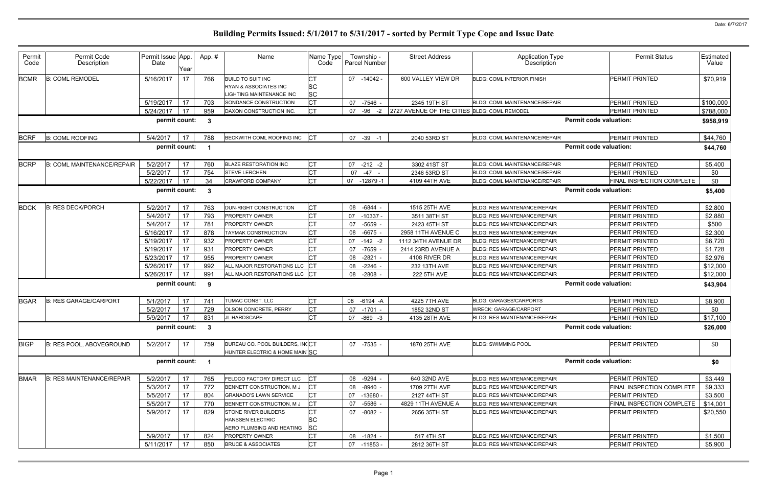Date: 6/7/2017

# Building Permits Issued: 5/1/2017 to 5/31/2017 - sorted by Permit Type Cope and Issue Date

| Permit Code | Permit Code Description | Permit Issue Date | App. Year | App. # | Name | Name Type Code | Township - Parcel Number | Street Address | Application Type Description | Permit Status | Estimated Value |
|---|---|---|---|---|---|---|---|---|---|---|---|
| BCMR | B: COML REMODEL | 5/16/2017 | 17 | 766 | BUILD TO SUIT INC<br>RYAN & ASSOCIATES INC<br>LIGHTING MAINTENANCE INC | CT<br>SC<br>SC | 07 -14042 - | 600 VALLEY VIEW DR | BLDG: COML INTERIOR FINISH | PERMIT PRINTED | $70,919 |
| | | 5/19/2017 | 17 | 703 | SONDANCE CONSTRUCTION | CT | 07 -7546 - | 2345 19TH ST | BLDG: COML MAINTENANCE/REPAIR | PERMIT PRINTED | $100,000 |
| | | 5/24/2017 | 17 | 959 | DAXON CONSTRUCTION INC. | CT | 07 -96 -2 | 2727 AVENUE OF THE CITIES | BLDG: COML REMODEL | PERMIT PRINTED | $788,000 |
| | | permit count: | | 3 | | | | | Permit code valuation: | | $958,919 |
| BCRF | B: COML ROOFING | 5/4/2017 | 17 | 788 | BECKWITH COML ROOFING INC | CT | 07 -39 -1 | 2040 53RD ST | BLDG: COML MAINTENANCE/REPAIR | PERMIT PRINTED | $44,760 |
| | | permit count: | | 1 | | | | | Permit code valuation: | | $44,760 |
| BCRP | B: COML MAINTENANCE/REPAIR | 5/2/2017 | 17 | 760 | BLAZE RESTORATION INC | CT | 07 -212 -2 | 3302 41ST ST | BLDG: COML MAINTENANCE/REPAIR | PERMIT PRINTED | $5,400 |
| | | 5/2/2017 | 17 | 754 | STEVE LERCHEN | CT | 07 -47 - | 2346 53RD ST | BLDG: COML MAINTENANCE/REPAIR | PERMIT PRINTED | $0 |
| | | 5/22/2017 | 17 | 34 | CRAWFORD COMPANY | CT | 07 -12879 -1 | 4109 44TH AVE | BLDG: COML MAINTENANCE/REPAIR | FINAL INSPECTION COMPLETE | $0 |
| | | permit count: | | 3 | | | | | Permit code valuation: | | $5,400 |
| BDCK | B: RES DECK/PORCH | 5/2/2017 | 17 | 763 | DUN-RIGHT CONSTRUCTION | CT | 08 -6844 - | 1515 25TH AVE | BLDG: RES MAINTENANCE/REPAIR | PERMIT PRINTED | $2,800 |
| | | 5/4/2017 | 17 | 793 | PROPERTY OWNER | CT | 07 -10337 - | 3511 38TH ST | BLDG: RES MAINTENANCE/REPAIR | PERMIT PRINTED | $2,880 |
| | | 5/4/2017 | 17 | 781 | PROPERTY OWNER | CT | 07 -5659 - | 2423 45TH ST | BLDG: RES MAINTENANCE/REPAIR | PERMIT PRINTED | $500 |
| | | 5/16/2017 | 17 | 878 | TAYMAK CONSTRUCTION | CT | 08 -6675 - | 2958 11TH AVENUE C | BLDG: RES MAINTENANCE/REPAIR | PERMIT PRINTED | $2,300 |
| | | 5/19/2017 | 17 | 932 | PROPERTY OWNER | CT | 07 -142 -2 | 1112 34TH AVENUE DR | BLDG: RES MAINTENANCE/REPAIR | PERMIT PRINTED | $6,720 |
| | | 5/19/2017 | 17 | 931 | PROPERTY OWNER | CT | 07 -7659 - | 2414 23RD AVENUE A | BLDG: RES MAINTENANCE/REPAIR | PERMIT PRINTED | $1,728 |
| | | 5/23/2017 | 17 | 955 | PROPERTY OWNER | CT | 08 -2821 - | 4108 RIVER DR | BLDG: RES MAINTENANCE/REPAIR | PERMIT PRINTED | $2,976 |
| | | 5/26/2017 | 17 | 992 | ALL MAJOR RESTORATIONS LLC | CT | 08 -2246 - | 232 13TH AVE | BLDG: RES MAINTENANCE/REPAIR | PERMIT PRINTED | $12,000 |
| | | 5/26/2017 | 17 | 991 | ALL MAJOR RESTORATIONS LLC | CT | 08 -2808 - | 222 5TH AVE | BLDG: RES MAINTENANCE/REPAIR | PERMIT PRINTED | $12,000 |
| | | permit count: | | 9 | | | | | Permit code valuation: | | $43,904 |
| BGAR | B: RES GARAGE/CARPORT | 5/1/2017 | 17 | 741 | TUMAC CONST. LLC | CT | 08 -6194 -A | 4225 7TH AVE | BLDG: GARAGES/CARPORTS | PERMIT PRINTED | $8,900 |
| | | 5/2/2017 | 17 | 729 | OLSON CONCRETE, PERRY | CT | 07 -1701 - | 1852 32ND ST | WRECK: GARAGE/CARPORT | PERMIT PRINTED | $0 |
| | | 5/9/2017 | 17 | 831 | JL HARDSCAPE | CT | 07 -869 -3 | 4135 28TH AVE | BLDG: RES MAINTENANCE/REPAIR | PERMIT PRINTED | $17,100 |
| | | permit count: | | 3 | | | | | Permit code valuation: | | $26,000 |
| BIGP | B: RES POOL, ABOVEGROUND | 5/2/2017 | 17 | 759 | BUREAU CO. POOL BUILDERS, INC<br>HUNTER ELECTRIC & HOME MAINT | CT<br>SC | 07 -7535 - | 1870 25TH AVE | BLDG: SWIMMING POOL | PERMIT PRINTED | $0 |
| | | permit count: | | 1 | | | | | Permit code valuation: | | $0 |
| BMAR | B: RES MAINTENANCE/REPAIR | 5/2/2017 | 17 | 765 | FELDCO FACTORY DIRECT LLC | CT | 08 -9294 - | 640 32ND AVE | BLDG: RES MAINTENANCE/REPAIR | PERMIT PRINTED | $3,449 |
| | | 5/3/2017 | 17 | 772 | BENNETT CONSTRUCTION, M J | CT | 08 -8940 - | 1709 27TH AVE | BLDG: RES MAINTENANCE/REPAIR | FINAL INSPECTION COMPLETE | $9,333 |
| | | 5/5/2017 | 17 | 804 | GRANADO'S LAWN SERVICE | CT | 07 -13680 - | 2127 44TH ST | BLDG: RES MAINTENANCE/REPAIR | PERMIT PRINTED | $3,500 |
| | | 5/5/2017 | 17 | 770 | BENNETT CONSTRUCTION, M J | CT | 07 -5586 - | 4829 11TH AVENUE A | BLDG: RES MAINTENANCE/REPAIR | FINAL INSPECTION COMPLETE | $14,001 |
| | | 5/9/2017 | 17 | 829 | STONE RIVER BUILDERS<br>HANSSEN ELECTRIC<br>AERO PLUMBING AND HEATING | CT<br>SC<br>SC | 07 -8082 - | 2656 35TH ST | BLDG: RES MAINTENANCE/REPAIR | PERMIT PRINTED | $20,550 |
| | | 5/9/2017 | 17 | 824 | PROPERTY OWNER | CT | 08 -1824 - | 517 4TH ST | BLDG: RES MAINTENANCE/REPAIR | PERMIT PRINTED | $1,500 |
| | | 5/11/2017 | 17 | 850 | BRUCE & ASSOCIATES | CT | 07 -11853 - | 2812 36TH ST | BLDG: RES MAINTENANCE/REPAIR | PERMIT PRINTED | $5,900 |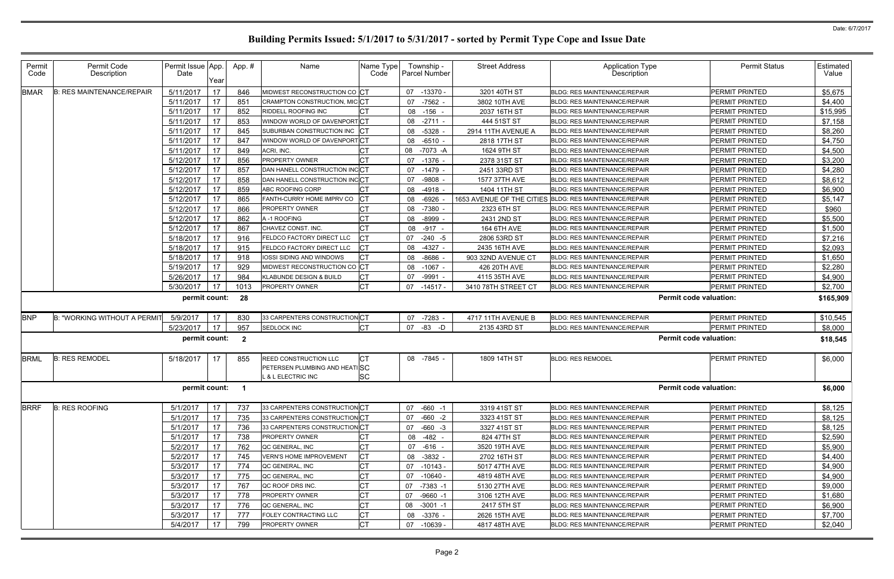# Building Permits Issued: 5/1/2017 to 5/31/2017 - sorted by Permit Type Cope and Issue Date

Date: 6/7/2017

| Permit Code | Permit Code Description | Permit Issue Date | App. Year | App. # | Name | Name Type Code | Township - Parcel Number | Street Address | Application Type Description | Permit Status | Estimated Value |
|---|---|---|---|---|---|---|---|---|---|---|---|
| BMAR | B: RES MAINTENANCE/REPAIR | 5/11/2017 | 17 | 846 | MIDWEST RECONSTRUCTION CO | CT | 07 -13370 - | 3201 40TH ST | BLDG: RES MAINTENANCE/REPAIR | PERMIT PRINTED | $5,675 |
| | | 5/11/2017 | 17 | 851 | CRAMPTON CONSTRUCTION, MIC | CT | 07 -7562 - | 3802 10TH AVE | BLDG: RES MAINTENANCE/REPAIR | PERMIT PRINTED | $4,400 |
| | | 5/11/2017 | 17 | 852 | RIDDELL ROOFING INC | CT | 08 -156 - | 2037 16TH ST | BLDG: RES MAINTENANCE/REPAIR | PERMIT PRINTED | $15,995 |
| | | 5/11/2017 | 17 | 853 | WINDOW WORLD OF DAVENPORT | CT | 08 -2711 - | 444 51ST ST | BLDG: RES MAINTENANCE/REPAIR | PERMIT PRINTED | $7,158 |
| | | 5/11/2017 | 17 | 845 | SUBURBAN CONSTRUCTION INC | CT | 08 -5328 - | 2914 11TH AVENUE A | BLDG: RES MAINTENANCE/REPAIR | PERMIT PRINTED | $8,260 |
| | | 5/11/2017 | 17 | 847 | WINDOW WORLD OF DAVENPORT | CT | 08 -6510 - | 2818 17TH ST | BLDG: RES MAINTENANCE/REPAIR | PERMIT PRINTED | $4,750 |
| | | 5/11/2017 | 17 | 849 | ACRI, INC. | CT | 08 -7073 -A | 1624 9TH ST | BLDG: RES MAINTENANCE/REPAIR | PERMIT PRINTED | $4,500 |
| | | 5/12/2017 | 17 | 856 | PROPERTY OWNER | CT | 07 -1376 - | 2378 31ST ST | BLDG: RES MAINTENANCE/REPAIR | PERMIT PRINTED | $3,200 |
| | | 5/12/2017 | 17 | 857 | DAN HANELL CONSTRUCTION INC | CT | 07 -1479 - | 2451 33RD ST | BLDG: RES MAINTENANCE/REPAIR | PERMIT PRINTED | $4,280 |
| | | 5/12/2017 | 17 | 858 | DAN HANELL CONSTRUCTION INC | CT | 07 -9808 - | 1577 37TH AVE | BLDG: RES MAINTENANCE/REPAIR | PERMIT PRINTED | $8,612 |
| | | 5/12/2017 | 17 | 859 | ABC ROOFING CORP | CT | 08 -4918 - | 1404 11TH ST | BLDG: RES MAINTENANCE/REPAIR | PERMIT PRINTED | $6,900 |
| | | 5/12/2017 | 17 | 865 | FANTH-CURRY HOME IMPRV CO | CT | 08 -6926 - | 1653 AVENUE OF THE CITIES | BLDG: RES MAINTENANCE/REPAIR | PERMIT PRINTED | $5,147 |
| | | 5/12/2017 | 17 | 866 | PROPERTY OWNER | CT | 08 -7380 - | 2323 6TH ST | BLDG: RES MAINTENANCE/REPAIR | PERMIT PRINTED | $960 |
| | | 5/12/2017 | 17 | 862 | A -1 ROOFING | CT | 08 -8999 - | 2431 2ND ST | BLDG: RES MAINTENANCE/REPAIR | PERMIT PRINTED | $5,500 |
| | | 5/12/2017 | 17 | 867 | CHAVEZ CONST. INC. | CT | 08 -917 - | 164 6TH AVE | BLDG: RES MAINTENANCE/REPAIR | PERMIT PRINTED | $1,500 |
| | | 5/18/2017 | 17 | 916 | FELDCO FACTORY DIRECT LLC | CT | 07 -240 -5 | 2806 53RD ST | BLDG: RES MAINTENANCE/REPAIR | PERMIT PRINTED | $7,216 |
| | | 5/18/2017 | 17 | 915 | FELDCO FACTORY DIRECT LLC | CT | 08 -4327 - | 2435 16TH AVE | BLDG: RES MAINTENANCE/REPAIR | PERMIT PRINTED | $2,093 |
| | | 5/18/2017 | 17 | 918 | IOSSI SIDING AND WINDOWS | CT | 08 -8686 - | 903 32ND AVENUE CT | BLDG: RES MAINTENANCE/REPAIR | PERMIT PRINTED | $1,650 |
| | | 5/19/2017 | 17 | 929 | MIDWEST RECONSTRUCTION CO | CT | 08 -1067 - | 426 20TH AVE | BLDG: RES MAINTENANCE/REPAIR | PERMIT PRINTED | $2,280 |
| | | 5/26/2017 | 17 | 984 | KLABUNDE DESIGN & BUILD | CT | 07 -9991 - | 4115 35TH AVE | BLDG: RES MAINTENANCE/REPAIR | PERMIT PRINTED | $4,900 |
| | | 5/30/2017 | 17 | 1013 | PROPERTY OWNER | CT | 07 -14517 - | 3410 78TH STREET CT | BLDG: RES MAINTENANCE/REPAIR | PERMIT PRINTED | $2,700 |
| | | **permit count:** | | **28** | | | | | **Permit code valuation:** | | **$165,909** |
| BNP | B: "WORKING WITHOUT A PERMIT | 5/9/2017 | 17 | 830 | 33 CARPENTERS CONSTRUCTION | CT | 07 -7283 - | 4717 11TH AVENUE B | BLDG: RES MAINTENANCE/REPAIR | PERMIT PRINTED | $10,545 |
| | | 5/23/2017 | 17 | 957 | SEDLOCK INC | CT | 07 -83 -D | 2135 43RD ST | BLDG: RES MAINTENANCE/REPAIR | PERMIT PRINTED | $8,000 |
| | | **permit count:** | | **2** | | | | | **Permit code valuation:** | | **$18,545** |
| BRML | B: RES REMODEL | 5/18/2017 | 17 | 855 | REED CONSTRUCTION LLC<br>PETERSEN PLUMBING AND HEATI<br>L & L ELECTRIC INC | CT<br>SC<br>SC | 08 -7845 - | 1809 14TH ST | BLDG: RES REMODEL | PERMIT PRINTED | $6,000 |
| | | **permit count:** | | **1** | | | | | **Permit code valuation:** | | **$6,000** |
| BRRF | B: RES ROOFING | 5/1/2017 | 17 | 737 | 33 CARPENTERS CONSTRUCTION | CT | 07 -660 -1 | 3319 41ST ST | BLDG: RES MAINTENANCE/REPAIR | PERMIT PRINTED | $8,125 |
| | | 5/1/2017 | 17 | 735 | 33 CARPENTERS CONSTRUCTION | CT | 07 -660 -2 | 3323 41ST ST | BLDG: RES MAINTENANCE/REPAIR | PERMIT PRINTED | $8,125 |
| | | 5/1/2017 | 17 | 736 | 33 CARPENTERS CONSTRUCTION | CT | 07 -660 -3 | 3327 41ST ST | BLDG: RES MAINTENANCE/REPAIR | PERMIT PRINTED | $8,125 |
| | | 5/1/2017 | 17 | 738 | PROPERTY OWNER | CT | 08 -482 - | 824 47TH ST | BLDG: RES MAINTENANCE/REPAIR | PERMIT PRINTED | $2,590 |
| | | 5/2/2017 | 17 | 762 | QC GENERAL, INC | CT | 07 -616 - | 3520 19TH AVE | BLDG: RES MAINTENANCE/REPAIR | PERMIT PRINTED | $5,900 |
| | | 5/2/2017 | 17 | 745 | VERN'S HOME IMPROVEMENT | CT | 08 -3832 - | 2702 16TH ST | BLDG: RES MAINTENANCE/REPAIR | PERMIT PRINTED | $4,400 |
| | | 5/3/2017 | 17 | 774 | QC GENERAL, INC | CT | 07 -10143 - | 5017 47TH AVE | BLDG: RES MAINTENANCE/REPAIR | PERMIT PRINTED | $4,900 |
| | | 5/3/2017 | 17 | 775 | QC GENERAL, INC | CT | 07 -10640 - | 4819 48TH AVE | BLDG: RES MAINTENANCE/REPAIR | PERMIT PRINTED | $4,900 |
| | | 5/3/2017 | 17 | 767 | QC ROOF DRS INC. | CT | 07 -7383 -1 | 5130 27TH AVE | BLDG: RES MAINTENANCE/REPAIR | PERMIT PRINTED | $9,000 |
| | | 5/3/2017 | 17 | 778 | PROPERTY OWNER | CT | 07 -9660 -1 | 3106 12TH AVE | BLDG: RES MAINTENANCE/REPAIR | PERMIT PRINTED | $1,680 |
| | | 5/3/2017 | 17 | 776 | QC GENERAL, INC | CT | 08 -3001 -1 | 2417 5TH ST | BLDG: RES MAINTENANCE/REPAIR | PERMIT PRINTED | $6,900 |
| | | 5/3/2017 | 17 | 777 | FOLEY CONTRACTING LLC | CT | 08 -3376 - | 2626 15TH AVE | BLDG: RES MAINTENANCE/REPAIR | PERMIT PRINTED | $7,700 |
| | | 5/4/2017 | 17 | 799 | PROPERTY OWNER | CT | 07 -10639 - | 4817 48TH AVE | BLDG: RES MAINTENANCE/REPAIR | PERMIT PRINTED | $2,040 |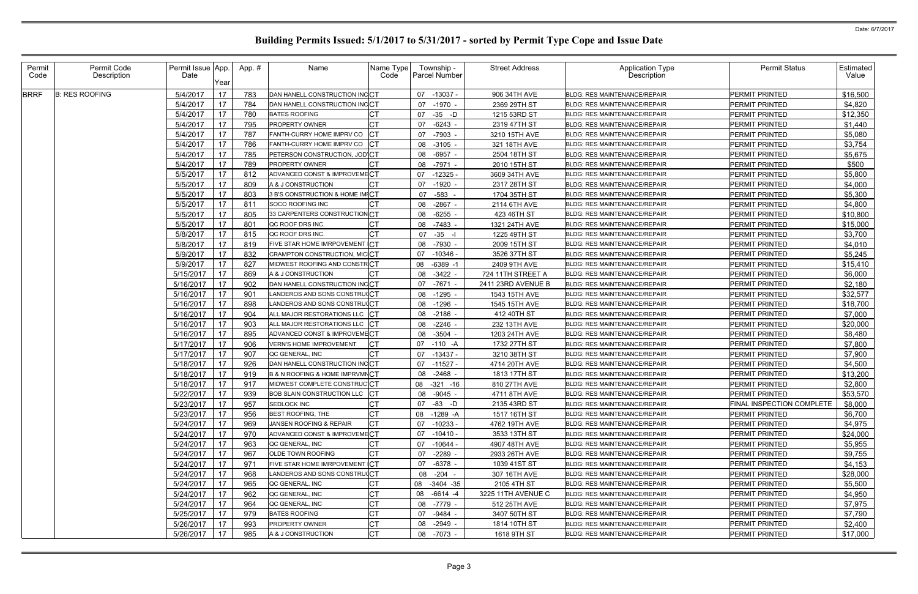# Building Permits Issued: 5/1/2017 to 5/31/2017 - sorted by Permit Type Cope and Issue Date

Date: 6/7/2017

| Permit Code | Permit Code Description | Permit Issue Date | App. Year | App. # | Name | Name Type Code | Township - Parcel Number | Street Address | Application Type Description | Permit Status | Estimated Value |
|---|---|---|---|---|---|---|---|---|---|---|---|
| BRRF | B: RES ROOFING | 5/4/2017 | 17 | 783 | DAN HANELL CONSTRUCTION INC | CT | 07 -13037 - | 906 34TH AVE | BLDG: RES MAINTENANCE/REPAIR | PERMIT PRINTED | $16,500 |
| | | 5/4/2017 | 17 | 784 | DAN HANELL CONSTRUCTION INC | CT | 07 -1970 - | 2369 29TH ST | BLDG: RES MAINTENANCE/REPAIR | PERMIT PRINTED | $4,820 |
| | | 5/4/2017 | 17 | 780 | BATES ROOFING | CT | 07 -35 -D | 1215 53RD ST | BLDG: RES MAINTENANCE/REPAIR | PERMIT PRINTED | $12,350 |
| | | 5/4/2017 | 17 | 795 | PROPERTY OWNER | CT | 07 -6243 - | 2319 47TH ST | BLDG: RES MAINTENANCE/REPAIR | PERMIT PRINTED | $1,440 |
| | | 5/4/2017 | 17 | 787 | FANTH-CURRY HOME IMPRV CO | CT | 07 -7903 - | 3210 15TH AVE | BLDG: RES MAINTENANCE/REPAIR | PERMIT PRINTED | $5,080 |
| | | 5/4/2017 | 17 | 786 | FANTH-CURRY HOME IMPRV CO | CT | 08 -3105 - | 321 18TH AVE | BLDG: RES MAINTENANCE/REPAIR | PERMIT PRINTED | $3,754 |
| | | 5/4/2017 | 17 | 785 | PETERSON CONSTRUCTION, JOD | CT | 08 -6957 - | 2504 18TH ST | BLDG: RES MAINTENANCE/REPAIR | PERMIT PRINTED | $5,675 |
| | | 5/4/2017 | 17 | 789 | PROPERTY OWNER | CT | 08 -7971 - | 2010 15TH ST | BLDG: RES MAINTENANCE/REPAIR | PERMIT PRINTED | $500 |
| | | 5/5/2017 | 17 | 812 | ADVANCED CONST & IMPROVEME | CT | 07 -12325 - | 3609 34TH AVE | BLDG: RES MAINTENANCE/REPAIR | PERMIT PRINTED | $5,800 |
| | | 5/5/2017 | 17 | 809 | A & J CONSTRUCTION | CT | 07 -1920 - | 2317 28TH ST | BLDG: RES MAINTENANCE/REPAIR | PERMIT PRINTED | $4,000 |
| | | 5/5/2017 | 17 | 803 | 3 B'S CONSTRUCTION & HOME IMI | CT | 07 -583 - | 1704 35TH ST | BLDG: RES MAINTENANCE/REPAIR | PERMIT PRINTED | $5,300 |
| | | 5/5/2017 | 17 | 811 | SOCO ROOFING INC | CT | 08 -2867 - | 2114 6TH AVE | BLDG: RES MAINTENANCE/REPAIR | PERMIT PRINTED | $4,800 |
| | | 5/5/2017 | 17 | 805 | 33 CARPENTERS CONSTRUCTION | CT | 08 -6255 - | 423 46TH ST | BLDG: RES MAINTENANCE/REPAIR | PERMIT PRINTED | $10,800 |
| | | 5/5/2017 | 17 | 801 | QC ROOF DRS INC. | CT | 08 -7483 - | 1321 24TH AVE | BLDG: RES MAINTENANCE/REPAIR | PERMIT PRINTED | $15,000 |
| | | 5/8/2017 | 17 | 815 | QC ROOF DRS INC. | CT | 07 -35 -I | 1225 49TH ST | BLDG: RES MAINTENANCE/REPAIR | PERMIT PRINTED | $3,700 |
| | | 5/8/2017 | 17 | 819 | FIVE STAR HOME IMRPOVEMENT | CT | 08 -7930 - | 2009 15TH ST | BLDG: RES MAINTENANCE/REPAIR | PERMIT PRINTED | $4,010 |
| | | 5/9/2017 | 17 | 832 | CRAMPTON CONSTRUCTION, MIC | CT | 07 -10346 - | 3526 37TH ST | BLDG: RES MAINTENANCE/REPAIR | PERMIT PRINTED | $5,245 |
| | | 5/9/2017 | 17 | 827 | MIDWEST ROOFING AND CONSTR | CT | 08 -6389 -1 | 2409 9TH AVE | BLDG: RES MAINTENANCE/REPAIR | PERMIT PRINTED | $15,410 |
| | | 5/15/2017 | 17 | 869 | A & J CONSTRUCTION | CT | 08 -3422 - | 724 11TH STREET A | BLDG: RES MAINTENANCE/REPAIR | PERMIT PRINTED | $6,000 |
| | | 5/16/2017 | 17 | 902 | DAN HANELL CONSTRUCTION INC | CT | 07 -7671 - | 2411 23RD AVENUE B | BLDG: RES MAINTENANCE/REPAIR | PERMIT PRINTED | $2,180 |
| | | 5/16/2017 | 17 | 901 | LANDEROS AND SONS CONSTRU | CT | 08 -1295 - | 1543 15TH AVE | BLDG: RES MAINTENANCE/REPAIR | PERMIT PRINTED | $32,577 |
| | | 5/16/2017 | 17 | 898 | LANDEROS AND SONS CONSTRU | CT | 08 -1296 - | 1545 15TH AVE | BLDG: RES MAINTENANCE/REPAIR | PERMIT PRINTED | $18,700 |
| | | 5/16/2017 | 17 | 904 | ALL MAJOR RESTORATIONS LLC | CT | 08 -2186 - | 412 40TH ST | BLDG: RES MAINTENANCE/REPAIR | PERMIT PRINTED | $7,000 |
| | | 5/16/2017 | 17 | 903 | ALL MAJOR RESTORATIONS LLC | CT | 08 -2246 - | 232 13TH AVE | BLDG: RES MAINTENANCE/REPAIR | PERMIT PRINTED | $20,000 |
| | | 5/16/2017 | 17 | 895 | ADVANCED CONST & IMPROVEME | CT | 08 -3504 - | 1203 24TH AVE | BLDG: RES MAINTENANCE/REPAIR | PERMIT PRINTED | $8,480 |
| | | 5/17/2017 | 17 | 906 | VERN'S HOME IMPROVEMENT | CT | 07 -110 -A | 1732 27TH ST | BLDG: RES MAINTENANCE/REPAIR | PERMIT PRINTED | $7,800 |
| | | 5/17/2017 | 17 | 907 | QC GENERAL, INC | CT | 07 -13437 - | 3210 38TH ST | BLDG: RES MAINTENANCE/REPAIR | PERMIT PRINTED | $7,900 |
| | | 5/18/2017 | 17 | 926 | DAN HANELL CONSTRUCTION INC | CT | 07 -11527 - | 4714 20TH AVE | BLDG: RES MAINTENANCE/REPAIR | PERMIT PRINTED | $4,500 |
| | | 5/18/2017 | 17 | 919 | B & N ROOFING & HOME IMPRVMN | CT | 08 -2468 - | 1813 17TH ST | BLDG: RES MAINTENANCE/REPAIR | PERMIT PRINTED | $13,200 |
| | | 5/18/2017 | 17 | 917 | MIDWEST COMPLETE CONSTRUC | CT | 08 -321 -16 | 810 27TH AVE | BLDG: RES MAINTENANCE/REPAIR | PERMIT PRINTED | $2,800 |
| | | 5/22/2017 | 17 | 939 | BOB SLAIN CONSTRUCTION LLC | CT | 08 -9045 - | 4711 8TH AVE | BLDG: RES MAINTENANCE/REPAIR | PERMIT PRINTED | $53,570 |
| | | 5/23/2017 | 17 | 957 | SEDLOCK INC | CT | 07 -83 -D | 2135 43RD ST | BLDG: RES MAINTENANCE/REPAIR | FINAL INSPECTION COMPLETE | $8,000 |
| | | 5/23/2017 | 17 | 956 | BEST ROOFING, THE | CT | 08 -1289 -A | 1517 16TH ST | BLDG: RES MAINTENANCE/REPAIR | PERMIT PRINTED | $6,700 |
| | | 5/24/2017 | 17 | 969 | JANSEN ROOFING & REPAIR | CT | 07 -10233 - | 4762 19TH AVE | BLDG: RES MAINTENANCE/REPAIR | PERMIT PRINTED | $4,975 |
| | | 5/24/2017 | 17 | 970 | ADVANCED CONST & IMPROVEME | CT | 07 -10410 - | 3533 13TH ST | BLDG: RES MAINTENANCE/REPAIR | PERMIT PRINTED | $24,000 |
| | | 5/24/2017 | 17 | 963 | QC GENERAL, INC | CT | 07 -10644 - | 4907 48TH AVE | BLDG: RES MAINTENANCE/REPAIR | PERMIT PRINTED | $5,955 |
| | | 5/24/2017 | 17 | 967 | OLDE TOWN ROOFING | CT | 07 -2289 - | 2933 26TH AVE | BLDG: RES MAINTENANCE/REPAIR | PERMIT PRINTED | $9,755 |
| | | 5/24/2017 | 17 | 971 | FIVE STAR HOME IMRPOVEMENT | CT | 07 -6378 - | 1039 41ST ST | BLDG: RES MAINTENANCE/REPAIR | PERMIT PRINTED | $4,153 |
| | | 5/24/2017 | 17 | 968 | LANDEROS AND SONS CONSTRU | CT | 08 -204 - | 307 16TH AVE | BLDG: RES MAINTENANCE/REPAIR | PERMIT PRINTED | $28,000 |
| | | 5/24/2017 | 17 | 965 | QC GENERAL, INC | CT | 08 -3404 -35 | 2105 4TH ST | BLDG: RES MAINTENANCE/REPAIR | PERMIT PRINTED | $5,500 |
| | | 5/24/2017 | 17 | 962 | QC GENERAL, INC | CT | 08 -6614 -4 | 3225 11TH AVENUE C | BLDG: RES MAINTENANCE/REPAIR | PERMIT PRINTED | $4,950 |
| | | 5/24/2017 | 17 | 964 | QC GENERAL, INC | CT | 08 -7779 - | 512 25TH AVE | BLDG: RES MAINTENANCE/REPAIR | PERMIT PRINTED | $7,975 |
| | | 5/25/2017 | 17 | 979 | BATES ROOFING | CT | 07 -9484 - | 3407 50TH ST | BLDG: RES MAINTENANCE/REPAIR | PERMIT PRINTED | $7,790 |
| | | 5/26/2017 | 17 | 993 | PROPERTY OWNER | CT | 08 -2949 - | 1814 10TH ST | BLDG: RES MAINTENANCE/REPAIR | PERMIT PRINTED | $2,400 |
| | | 5/26/2017 | 17 | 985 | A & J CONSTRUCTION | CT | 08 -7073 - | 1618 9TH ST | BLDG: RES MAINTENANCE/REPAIR | PERMIT PRINTED | $17,000 |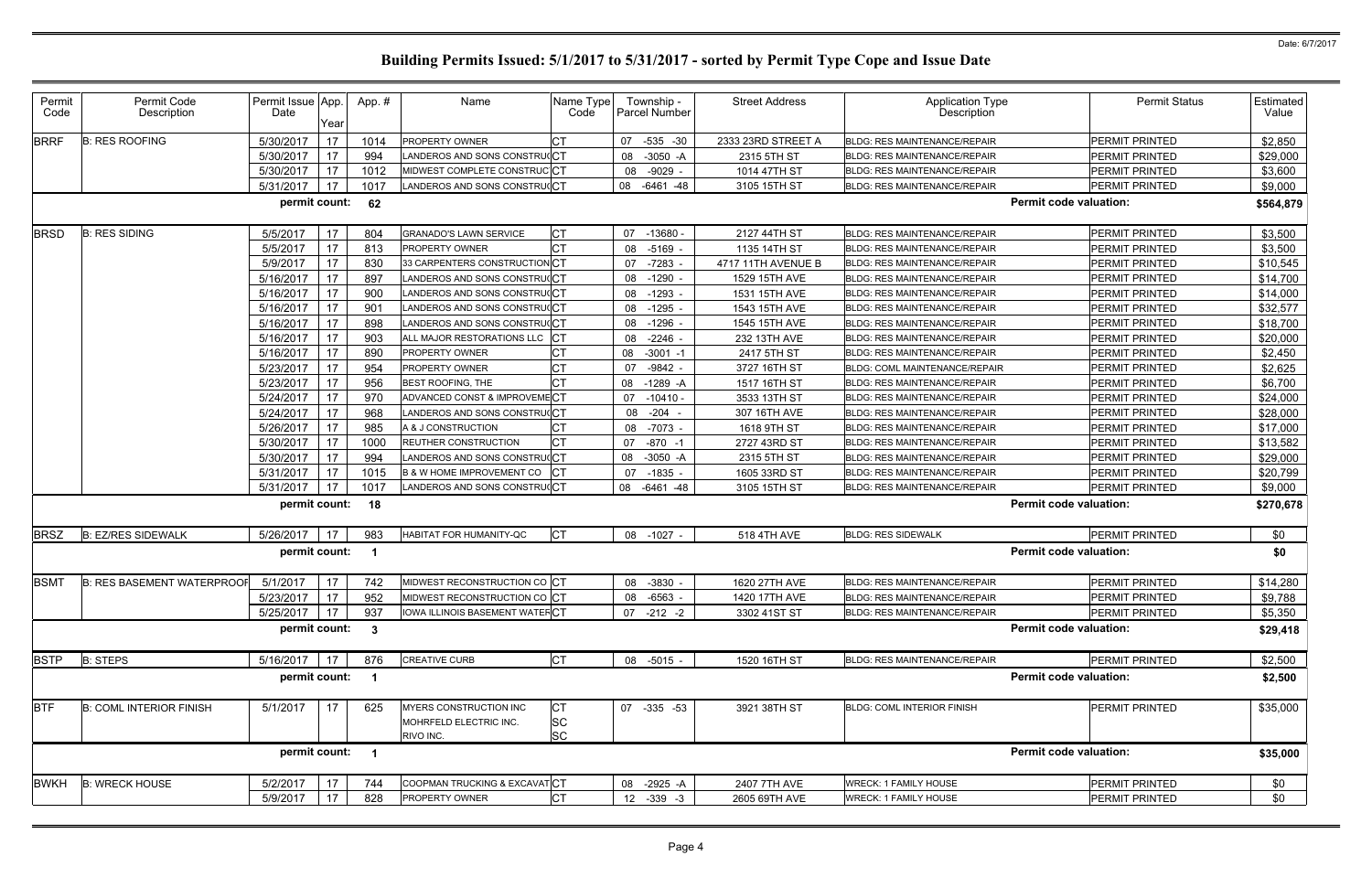# Building Permits Issued: 5/1/2017 to 5/31/2017 - sorted by Permit Type Cope and Issue Date

Date: 6/7/2017

| Permit Code | Permit Code Description | Permit Issue Date | App. Year | App. # | Name | Name Type Code | Township - Parcel Number | Street Address | Application Type Description | Permit Status | Estimated Value |
|---|---|---|---|---|---|---|---|---|---|---|---|
| BRRF | B: RES ROOFING | 5/30/2017 | 17 | 1014 | PROPERTY OWNER | CT | 07 -535 -30 | 2333 23RD STREET A | BLDG: RES MAINTENANCE/REPAIR | PERMIT PRINTED | $2,850 |
| | | 5/30/2017 | 17 | 994 | LANDEROS AND SONS CONSTRUC | CT | 08 -3050 -A | 2315 5TH ST | BLDG: RES MAINTENANCE/REPAIR | PERMIT PRINTED | $29,000 |
| | | 5/30/2017 | 17 | 1012 | MIDWEST COMPLETE CONSTRUCT | CT | 08 -9029 - | 1014 47TH ST | BLDG: RES MAINTENANCE/REPAIR | PERMIT PRINTED | $3,600 |
| | | 5/31/2017 | 17 | 1017 | LANDEROS AND SONS CONSTRUC | CT | 08 -6461 -48 | 3105 15TH ST | BLDG: RES MAINTENANCE/REPAIR | PERMIT PRINTED | $9,000 |
| | | permit count: | | 62 | | | | | Permit code valuation: | | $564,879 |
| BRSD | B: RES SIDING | 5/5/2017 | 17 | 804 | GRANADO'S LAWN SERVICE | CT | 07 -13680 - | 2127 44TH ST | BLDG: RES MAINTENANCE/REPAIR | PERMIT PRINTED | $3,500 |
| | | 5/5/2017 | 17 | 813 | PROPERTY OWNER | CT | 08 -5169 - | 1135 14TH ST | BLDG: RES MAINTENANCE/REPAIR | PERMIT PRINTED | $3,500 |
| | | 5/9/2017 | 17 | 830 | 33 CARPENTERS CONSTRUCTION | CT | 07 -7283 - | 4717 11TH AVENUE B | BLDG: RES MAINTENANCE/REPAIR | PERMIT PRINTED | $10,545 |
| | | 5/16/2017 | 17 | 897 | LANDEROS AND SONS CONSTRUC | CT | 08 -1290 - | 1529 15TH AVE | BLDG: RES MAINTENANCE/REPAIR | PERMIT PRINTED | $14,700 |
| | | 5/16/2017 | 17 | 900 | LANDEROS AND SONS CONSTRUC | CT | 08 -1293 - | 1531 15TH AVE | BLDG: RES MAINTENANCE/REPAIR | PERMIT PRINTED | $14,000 |
| | | 5/16/2017 | 17 | 901 | LANDEROS AND SONS CONSTRUC | CT | 08 -1295 - | 1543 15TH AVE | BLDG: RES MAINTENANCE/REPAIR | PERMIT PRINTED | $32,577 |
| | | 5/16/2017 | 17 | 898 | LANDEROS AND SONS CONSTRUC | CT | 08 -1296 - | 1545 15TH AVE | BLDG: RES MAINTENANCE/REPAIR | PERMIT PRINTED | $18,700 |
| | | 5/16/2017 | 17 | 903 | ALL MAJOR RESTORATIONS LLC | CT | 08 -2246 - | 232 13TH AVE | BLDG: RES MAINTENANCE/REPAIR | PERMIT PRINTED | $20,000 |
| | | 5/16/2017 | 17 | 890 | PROPERTY OWNER | CT | 08 -3001 -1 | 2417 5TH ST | BLDG: RES MAINTENANCE/REPAIR | PERMIT PRINTED | $2,450 |
| | | 5/23/2017 | 17 | 954 | PROPERTY OWNER | CT | 07 -9842 - | 3727 16TH ST | BLDG: COML MAINTENANCE/REPAIR | PERMIT PRINTED | $2,625 |
| | | 5/23/2017 | 17 | 956 | BEST ROOFING, THE | CT | 08 -1289 -A | 1517 16TH ST | BLDG: RES MAINTENANCE/REPAIR | PERMIT PRINTED | $6,700 |
| | | 5/24/2017 | 17 | 970 | ADVANCED CONST & IMPROVEME | CT | 07 -10410 - | 3533 13TH ST | BLDG: RES MAINTENANCE/REPAIR | PERMIT PRINTED | $24,000 |
| | | 5/24/2017 | 17 | 968 | LANDEROS AND SONS CONSTRUC | CT | 08 -204 - | 307 16TH AVE | BLDG: RES MAINTENANCE/REPAIR | PERMIT PRINTED | $28,000 |
| | | 5/26/2017 | 17 | 985 | A & J CONSTRUCTION | CT | 08 -7073 - | 1618 9TH ST | BLDG: RES MAINTENANCE/REPAIR | PERMIT PRINTED | $17,000 |
| | | 5/30/2017 | 17 | 1000 | REUTHER CONSTRUCTION | CT | 07 -870 -1 | 2727 43RD ST | BLDG: RES MAINTENANCE/REPAIR | PERMIT PRINTED | $13,582 |
| | | 5/30/2017 | 17 | 994 | LANDEROS AND SONS CONSTRUC | CT | 08 -3050 -A | 2315 5TH ST | BLDG: RES MAINTENANCE/REPAIR | PERMIT PRINTED | $29,000 |
| | | 5/31/2017 | 17 | 1015 | B & W HOME IMPROVEMENT CO | CT | 07 -1835 - | 1605 33RD ST | BLDG: RES MAINTENANCE/REPAIR | PERMIT PRINTED | $20,799 |
| | | 5/31/2017 | 17 | 1017 | LANDEROS AND SONS CONSTRUC | CT | 08 -6461 -48 | 3105 15TH ST | BLDG: RES MAINTENANCE/REPAIR | PERMIT PRINTED | $9,000 |
| | | permit count: | | 18 | | | | | Permit code valuation: | | $270,678 |
| BRSZ | B: EZ/RES SIDEWALK | 5/26/2017 | 17 | 983 | HABITAT FOR HUMANITY-QC | CT | 08 -1027 - | 518 4TH AVE | BLDG: RES SIDEWALK | PERMIT PRINTED | $0 |
| | | permit count: | | 1 | | | | | Permit code valuation: | | $0 |
| BSMT | B: RES BASEMENT WATERPROOF | 5/1/2017 | 17 | 742 | MIDWEST RECONSTRUCTION CO | CT | 08 -3830 - | 1620 27TH AVE | BLDG: RES MAINTENANCE/REPAIR | PERMIT PRINTED | $14,280 |
| | | 5/23/2017 | 17 | 952 | MIDWEST RECONSTRUCTION CO | CT | 08 -6563 - | 1420 17TH AVE | BLDG: RES MAINTENANCE/REPAIR | PERMIT PRINTED | $9,788 |
| | | 5/25/2017 | 17 | 937 | IOWA ILLINOIS BASEMENT WATER | CT | 07 -212 -2 | 3302 41ST ST | BLDG: RES MAINTENANCE/REPAIR | PERMIT PRINTED | $5,350 |
| | | permit count: | | 3 | | | | | Permit code valuation: | | $29,418 |
| BSTP | B: STEPS | 5/16/2017 | 17 | 876 | CREATIVE CURB | CT | 08 -5015 - | 1520 16TH ST | BLDG: RES MAINTENANCE/REPAIR | PERMIT PRINTED | $2,500 |
| | | permit count: | | 1 | | | | | Permit code valuation: | | $2,500 |
| BTF | B: COML INTERIOR FINISH | 5/1/2017 | 17 | 625 | MYERS CONSTRUCTION INC<br>MOHRFELD ELECTRIC INC.<br>RIVO INC. | CT<br>SC<br>SC | 07 -335 -53 | 3921 38TH ST | BLDG: COML INTERIOR FINISH | PERMIT PRINTED | $35,000 |
| | | permit count: | | 1 | | | | | Permit code valuation: | | $35,000 |
| BWKH | B: WRECK HOUSE | 5/2/2017 | 17 | 744 | COOPMAN TRUCKING & EXCAVAT | CT | 08 -2925 -A | 2407 7TH AVE | WRECK: 1 FAMILY HOUSE | PERMIT PRINTED | $0 |
| | | 5/9/2017 | 17 | 828 | PROPERTY OWNER | CT | 12 -339 -3 | 2605 69TH AVE | WRECK: 1 FAMILY HOUSE | PERMIT PRINTED | $0 |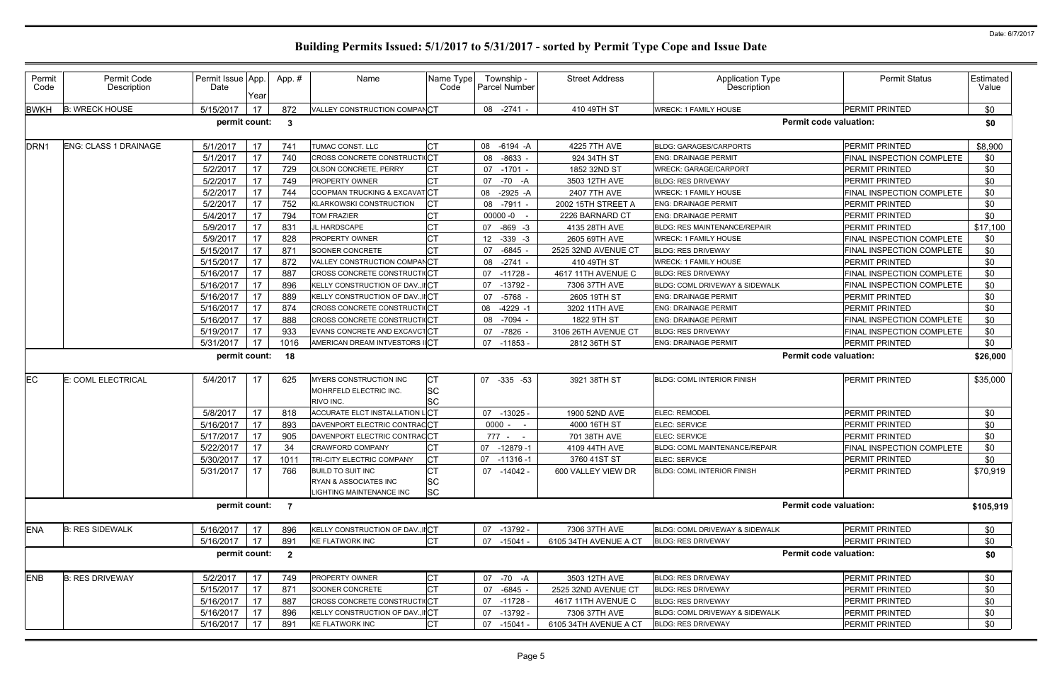# Building Permits Issued: 5/1/2017 to 5/31/2017 - sorted by Permit Type Cope and Issue Date

Date: 6/7/2017

| Permit Code | Permit Code Description | Permit Issue Date | App. Year | App. # | Name | Name Type Code | Township - Parcel Number | Street Address | Application Type Description | Permit Status | Estimated Value |
|---|---|---|---|---|---|---|---|---|---|---|---|
| BWKH | B: WRECK HOUSE | 5/15/2017 | 17 | 872 | VALLEY CONSTRUCTION COMPAN | CT | 08 -2741 - | 410 49TH ST | WRECK: 1 FAMILY HOUSE | PERMIT PRINTED | $0 |
| | | permit count: | | 3 | | | | | Permit code valuation: | | $0 |
| DRN1 | ENG: CLASS 1 DRAINAGE | 5/1/2017 | 17 | 741 | TUMAC CONST. LLC | CT | 08 -6194 -A | 4225 7TH AVE | BLDG: GARAGES/CARPORTS | PERMIT PRINTED | $8,900 |
| | | 5/1/2017 | 17 | 740 | CROSS CONCRETE CONSTRUCTI | CT | 08 -8633 - | 924 34TH ST | ENG: DRAINAGE PERMIT | FINAL INSPECTION COMPLETE | $0 |
| | | 5/2/2017 | 17 | 729 | OLSON CONCRETE, PERRY | CT | 07 -1701 - | 1852 32ND ST | WRECK: GARAGE/CARPORT | PERMIT PRINTED | $0 |
| | | 5/2/2017 | 17 | 749 | PROPERTY OWNER | CT | 07 -70 -A | 3503 12TH AVE | BLDG: RES DRIVEWAY | PERMIT PRINTED | $0 |
| | | 5/2/2017 | 17 | 744 | COOPMAN TRUCKING & EXCAVAT | CT | 08 -2925 -A | 2407 7TH AVE | WRECK: 1 FAMILY HOUSE | FINAL INSPECTION COMPLETE | $0 |
| | | 5/2/2017 | 17 | 752 | KLARKOWSKI CONSTRUCTION | CT | 08 -7911 - | 2002 15TH STREET A | ENG: DRAINAGE PERMIT | PERMIT PRINTED | $0 |
| | | 5/4/2017 | 17 | 794 | TOM FRAZIER | CT | 00000 -0 - | 2226 BARNARD CT | ENG: DRAINAGE PERMIT | PERMIT PRINTED | $0 |
| | | 5/9/2017 | 17 | 831 | JL HARDSCAPE | CT | 07 -869 -3 | 4135 28TH AVE | BLDG: RES MAINTENANCE/REPAIR | PERMIT PRINTED | $17,100 |
| | | 5/9/2017 | 17 | 828 | PROPERTY OWNER | CT | 12 -339 -3 | 2605 69TH AVE | WRECK: 1 FAMILY HOUSE | FINAL INSPECTION COMPLETE | $0 |
| | | 5/15/2017 | 17 | 871 | SOONER CONCRETE | CT | 07 -6845 - | 2525 32ND AVENUE CT | BLDG: RES DRIVEWAY | FINAL INSPECTION COMPLETE | $0 |
| | | 5/15/2017 | 17 | 872 | VALLEY CONSTRUCTION COMPAN | CT | 08 -2741 - | 410 49TH ST | WRECK: 1 FAMILY HOUSE | PERMIT PRINTED | $0 |
| | | 5/16/2017 | 17 | 887 | CROSS CONCRETE CONSTRUCTI | CT | 07 -11728 - | 4617 11TH AVENUE C | BLDG: RES DRIVEWAY | FINAL INSPECTION COMPLETE | $0 |
| | | 5/16/2017 | 17 | 896 | KELLY CONSTRUCTION OF DAV.,I | CT | 07 -13792 - | 7306 37TH AVE | BLDG: COML DRIVEWAY & SIDEWALK | FINAL INSPECTION COMPLETE | $0 |
| | | 5/16/2017 | 17 | 889 | KELLY CONSTRUCTION OF DAV.,I | CT | 07 -5768 - | 2605 19TH ST | ENG: DRAINAGE PERMIT | PERMIT PRINTED | $0 |
| | | 5/16/2017 | 17 | 874 | CROSS CONCRETE CONSTRUCTI | CT | 08 -4229 -1 | 3202 11TH AVE | ENG: DRAINAGE PERMIT | PERMIT PRINTED | $0 |
| | | 5/16/2017 | 17 | 888 | CROSS CONCRETE CONSTRUCTI | CT | 08 -7094 - | 1822 9TH ST | ENG: DRAINAGE PERMIT | FINAL INSPECTION COMPLETE | $0 |
| | | 5/19/2017 | 17 | 933 | EVANS CONCRETE AND EXCAVCT | CT | 07 -7826 - | 3106 26TH AVENUE CT | BLDG: RES DRIVEWAY | FINAL INSPECTION COMPLETE | $0 |
| | | 5/31/2017 | 17 | 1016 | AMERICAN DREAM INTVESTORS I | CT | 07 -11853 - | 2812 36TH ST | ENG: DRAINAGE PERMIT | PERMIT PRINTED | $0 |
| | | permit count: | | 18 | | | | | Permit code valuation: | | $26,000 |
| EC | E: COML ELECTRICAL | 5/4/2017 | 17 | 625 | MYERS CONSTRUCTION INC<br>MOHRFELD ELECTRIC INC.<br>RIVO INC. | CT<br>SC<br>SC | 07 -335 -53 | 3921 38TH ST | BLDG: COML INTERIOR FINISH | PERMIT PRINTED | $35,000 |
| | | 5/8/2017 | 17 | 818 | ACCURATE ELCT INSTALLATION L | CT | 07 -13025 - | 1900 52ND AVE | ELEC: REMODEL | PERMIT PRINTED | $0 |
| | | 5/16/2017 | 17 | 893 | DAVENPORT ELECTRIC CONTRAC | CT | 0000 - - | 4000 16TH ST | ELEC: SERVICE | PERMIT PRINTED | $0 |
| | | 5/17/2017 | 17 | 905 | DAVENPORT ELECTRIC CONTRAC | CT | 777 - - | 701 38TH AVE | ELEC: SERVICE | PERMIT PRINTED | $0 |
| | | 5/22/2017 | 17 | 34 | CRAWFORD COMPANY | CT | 07 -12879 -1 | 4109 44TH AVE | BLDG: COML MAINTENANCE/REPAIR | FINAL INSPECTION COMPLETE | $0 |
| | | 5/30/2017 | 17 | 1011 | TRI-CITY ELECTRIC COMPANY | CT | 07 -11316 -1 | 3760 41ST ST | ELEC: SERVICE | PERMIT PRINTED | $0 |
| | | 5/31/2017 | 17 | 766 | BUILD TO SUIT INC<br>RYAN & ASSOCIATES INC<br>LIGHTING MAINTENANCE INC | CT<br>SC<br>SC | 07 -14042 - | 600 VALLEY VIEW DR | BLDG: COML INTERIOR FINISH | PERMIT PRINTED | $70,919 |
| | | permit count: | | 7 | | | | | Permit code valuation: | | $105,919 |
| ENA | B: RES SIDEWALK | 5/16/2017 | 17 | 896 | KELLY CONSTRUCTION OF DAV.,I | CT | 07 -13792 - | 7306 37TH AVE | BLDG: COML DRIVEWAY & SIDEWALK | PERMIT PRINTED | $0 |
| | | 5/16/2017 | 17 | 891 | KE FLATWORK INC | CT | 07 -15041 - | 6105 34TH AVENUE A CT | BLDG: RES DRIVEWAY | PERMIT PRINTED | $0 |
| | | permit count: | | 2 | | | | | Permit code valuation: | | $0 |
| ENB | B: RES DRIVEWAY | 5/2/2017 | 17 | 749 | PROPERTY OWNER | CT | 07 -70 -A | 3503 12TH AVE | BLDG: RES DRIVEWAY | PERMIT PRINTED | $0 |
| | | 5/15/2017 | 17 | 871 | SOONER CONCRETE | CT | 07 -6845 - | 2525 32ND AVENUE CT | BLDG: RES DRIVEWAY | PERMIT PRINTED | $0 |
| | | 5/16/2017 | 17 | 887 | CROSS CONCRETE CONSTRUCTI | CT | 07 -11728 - | 4617 11TH AVENUE C | BLDG: RES DRIVEWAY | PERMIT PRINTED | $0 |
| | | 5/16/2017 | 17 | 896 | KELLY CONSTRUCTION OF DAV.,I | CT | 07 -13792 - | 7306 37TH AVE | BLDG: COML DRIVEWAY & SIDEWALK | PERMIT PRINTED | $0 |
| | | 5/16/2017 | 17 | 891 | KE FLATWORK INC | CT | 07 -15041 - | 6105 34TH AVENUE A CT | BLDG: RES DRIVEWAY | PERMIT PRINTED | $0 |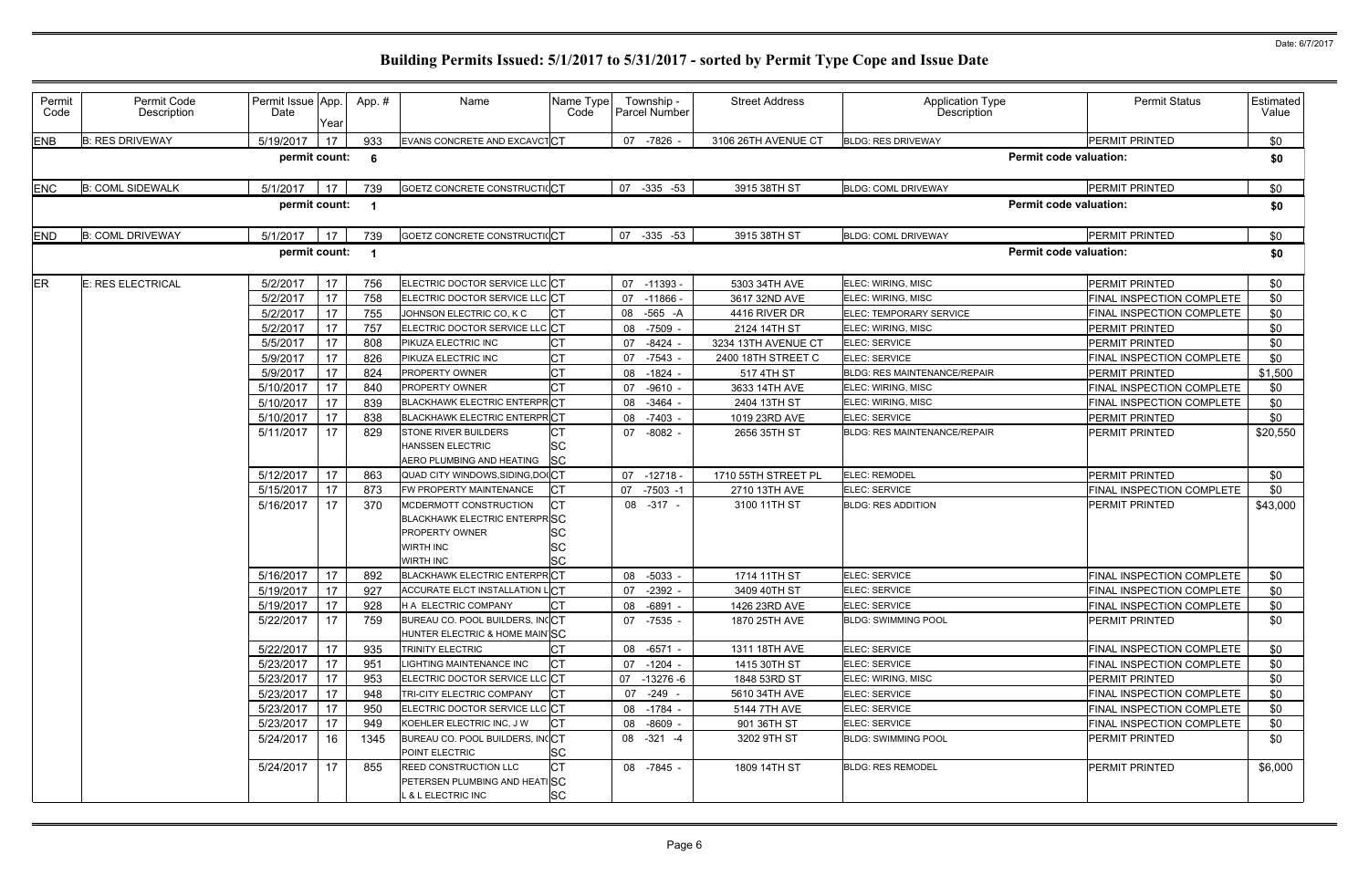# Building Permits Issued: 5/1/2017 to 5/31/2017 - sorted by Permit Type Cope and Issue Date

Date: 6/7/2017

| Permit Code | Permit Code Description | Permit Issue Date | App. Year | App. # | Name | Name Type Code | Township - Parcel Number | Street Address | Application Type Description | Permit Status | Estimated Value |
|---|---|---|---|---|---|---|---|---|---|---|---|
| ENB | B: RES DRIVEWAY | 5/19/2017 | 17 | 933 | EVANS CONCRETE AND EXCAVCT | CT | 07 -7826 - | 3106 26TH AVENUE CT | BLDG: RES DRIVEWAY | PERMIT PRINTED | $0 |
| | | permit count: | | 6 | | | | | | Permit code valuation: | $0 |
| ENC | B: COML SIDEWALK | 5/1/2017 | 17 | 739 | GOETZ CONCRETE CONSTRUCTIO | CT | 07 -335 -53 | 3915 38TH ST | BLDG: COML DRIVEWAY | PERMIT PRINTED | $0 |
| | | permit count: | | 1 | | | | | | Permit code valuation: | $0 |
| END | B: COML DRIVEWAY | 5/1/2017 | 17 | 739 | GOETZ CONCRETE CONSTRUCTIO | CT | 07 -335 -53 | 3915 38TH ST | BLDG: COML DRIVEWAY | PERMIT PRINTED | $0 |
| | | permit count: | | 1 | | | | | | Permit code valuation: | $0 |
| ER | E: RES ELECTRICAL | 5/2/2017 | 17 | 756 | ELECTRIC DOCTOR SERVICE LLC | CT | 07 -11393 - | 5303 34TH AVE | ELEC: WIRING, MISC | PERMIT PRINTED | $0 |
| | | 5/2/2017 | 17 | 758 | ELECTRIC DOCTOR SERVICE LLC | CT | 07 -11866 - | 3617 32ND AVE | ELEC: WIRING, MISC | FINAL INSPECTION COMPLETE | $0 |
| | | 5/2/2017 | 17 | 755 | JOHNSON ELECTRIC CO, K C | CT | 08 -565 -A | 4416 RIVER DR | ELEC: TEMPORARY SERVICE | FINAL INSPECTION COMPLETE | $0 |
| | | 5/2/2017 | 17 | 757 | ELECTRIC DOCTOR SERVICE LLC | CT | 08 -7509 - | 2124 14TH ST | ELEC: WIRING, MISC | PERMIT PRINTED | $0 |
| | | 5/5/2017 | 17 | 808 | PIKUZA ELECTRIC INC | CT | 07 -8424 - | 3234 13TH AVENUE CT | ELEC: SERVICE | PERMIT PRINTED | $0 |
| | | 5/9/2017 | 17 | 826 | PIKUZA ELECTRIC INC | CT | 07 -7543 - | 2400 18TH STREET C | ELEC: SERVICE | FINAL INSPECTION COMPLETE | $0 |
| | | 5/9/2017 | 17 | 824 | PROPERTY OWNER | CT | 08 -1824 - | 517 4TH ST | BLDG: RES MAINTENANCE/REPAIR | PERMIT PRINTED | $1,500 |
| | | 5/10/2017 | 17 | 840 | PROPERTY OWNER | CT | 07 -9610 - | 3633 14TH AVE | ELEC: WIRING, MISC | FINAL INSPECTION COMPLETE | $0 |
| | | 5/10/2017 | 17 | 839 | BLACKHAWK ELECTRIC ENTERPR | CT | 08 -3464 - | 2404 13TH ST | ELEC: WIRING, MISC | FINAL INSPECTION COMPLETE | $0 |
| | | 5/10/2017 | 17 | 838 | BLACKHAWK ELECTRIC ENTERPR | CT | 08 -7403 - | 1019 23RD AVE | ELEC: SERVICE | PERMIT PRINTED | $0 |
| | | 5/11/2017 | 17 | 829 | STONE RIVER BUILDERS<br>HANSSEN ELECTRIC<br>AERO PLUMBING AND HEATING | CT<br>SC<br>SC | 07 -8082 - | 2656 35TH ST | BLDG: RES MAINTENANCE/REPAIR | PERMIT PRINTED | $20,550 |
| | | 5/12/2017 | 17 | 863 | QUAD CITY WINDOWS,SIDING,DO | CT | 07 -12718 - | 1710 55TH STREET PL | ELEC: REMODEL | PERMIT PRINTED | $0 |
| | | 5/15/2017 | 17 | 873 | FW PROPERTY MAINTENANCE | CT | 07 -7503 -1 | 2710 13TH AVE | ELEC: SERVICE | FINAL INSPECTION COMPLETE | $0 |
| | | 5/16/2017 | 17 | 370 | MCDERMOTT CONSTRUCTION<br>BLACKHAWK ELECTRIC ENTERPR<br>PROPERTY OWNER<br>WIRTH INC<br>WIRTH INC | CT<br>SC<br>SC<br>SC<br>SC | 08 -317 - | 3100 11TH ST | BLDG: RES ADDITION | PERMIT PRINTED | $43,000 |
| | | 5/16/2017 | 17 | 892 | BLACKHAWK ELECTRIC ENTERPR | CT | 08 -5033 - | 1714 11TH ST | ELEC: SERVICE | FINAL INSPECTION COMPLETE | $0 |
| | | 5/19/2017 | 17 | 927 | ACCURATE ELCT INSTALLATION L | CT | 07 -2392 - | 3409 40TH ST | ELEC: SERVICE | FINAL INSPECTION COMPLETE | $0 |
| | | 5/19/2017 | 17 | 928 | H A ELECTRIC COMPANY | CT | 08 -6891 - | 1426 23RD AVE | ELEC: SERVICE | FINAL INSPECTION COMPLETE | $0 |
| | | 5/22/2017 | 17 | 759 | BUREAU CO. POOL BUILDERS, INC<br>HUNTER ELECTRIC & HOME MAINT | CT<br>SC | 07 -7535 - | 1870 25TH AVE | BLDG: SWIMMING POOL | PERMIT PRINTED | $0 |
| | | 5/22/2017 | 17 | 935 | TRINITY ELECTRIC | CT | 08 -6571 - | 1311 18TH AVE | ELEC: SERVICE | FINAL INSPECTION COMPLETE | $0 |
| | | 5/23/2017 | 17 | 951 | LIGHTING MAINTENANCE INC | CT | 07 -1204 - | 1415 30TH ST | ELEC: SERVICE | FINAL INSPECTION COMPLETE | $0 |
| | | 5/23/2017 | 17 | 953 | ELECTRIC DOCTOR SERVICE LLC | CT | 07 -13276 -6 | 1848 53RD ST | ELEC: WIRING, MISC | PERMIT PRINTED | $0 |
| | | 5/23/2017 | 17 | 948 | TRI-CITY ELECTRIC COMPANY | CT | 07 -249 - | 5610 34TH AVE | ELEC: SERVICE | FINAL INSPECTION COMPLETE | $0 |
| | | 5/23/2017 | 17 | 950 | ELECTRIC DOCTOR SERVICE LLC | CT | 08 -1784 - | 5144 7TH AVE | ELEC: SERVICE | FINAL INSPECTION COMPLETE | $0 |
| | | 5/23/2017 | 17 | 949 | KOEHLER ELECTRIC INC, J W | CT | 08 -8609 - | 901 36TH ST | ELEC: SERVICE | FINAL INSPECTION COMPLETE | $0 |
| | | 5/24/2017 | 16 | 1345 | BUREAU CO. POOL BUILDERS, INC<br>POINT ELECTRIC | CT<br>SC | 08 -321 -4 | 3202 9TH ST | BLDG: SWIMMING POOL | PERMIT PRINTED | $0 |
| | | 5/24/2017 | 17 | 855 | REED CONSTRUCTION LLC<br>PETERSEN PLUMBING AND HEATI<br>L & L ELECTRIC INC | CT<br>SC<br>SC | 08 -7845 - | 1809 14TH ST | BLDG: RES REMODEL | PERMIT PRINTED | $6,000 |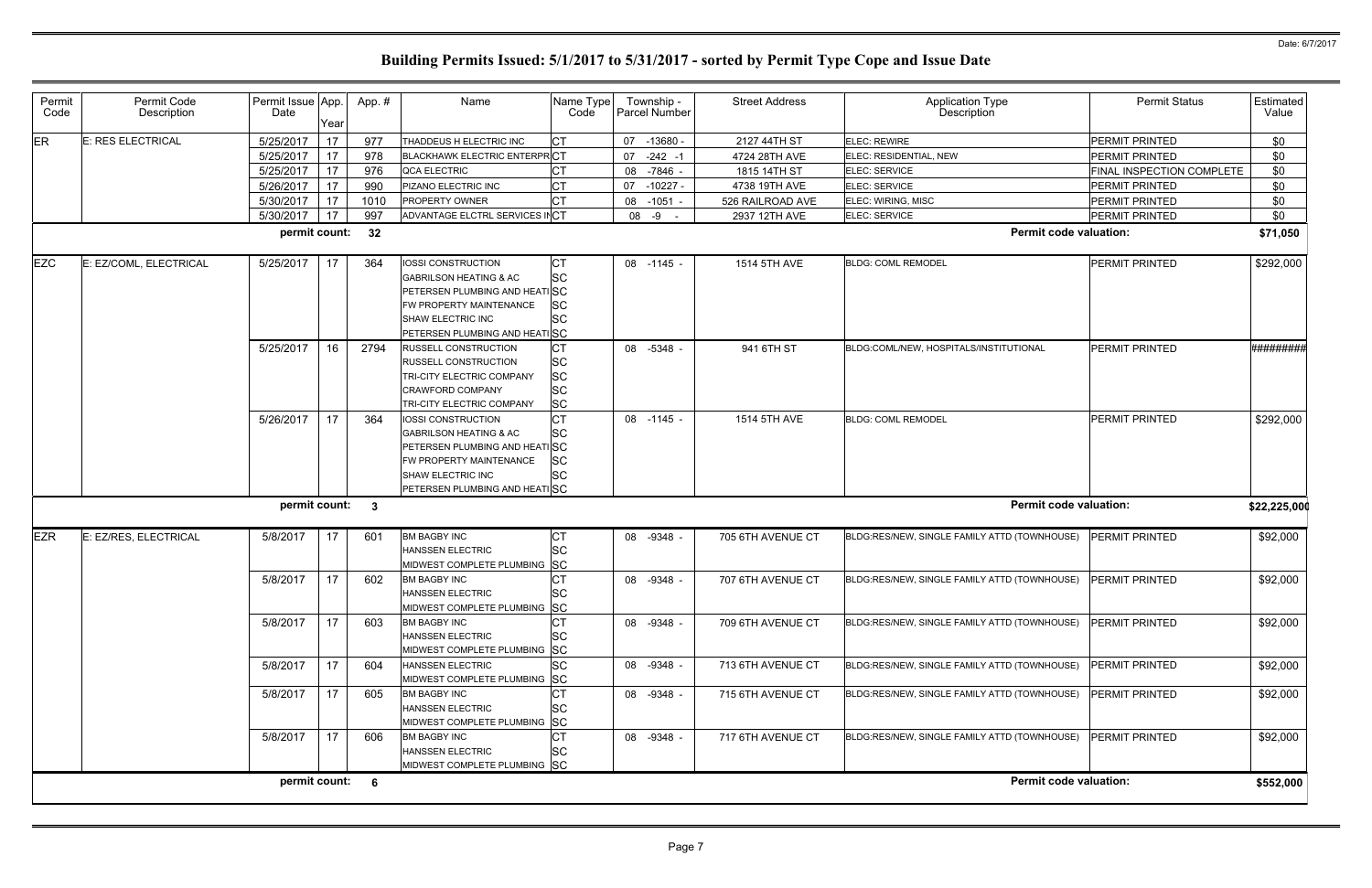# Building Permits Issued: 5/1/2017 to 5/31/2017 - sorted by Permit Type Cope and Issue Date

Date: 6/7/2017

| Permit Code | Permit Code Description | Permit Issue Date | App. Year | App. # | Name | Name Type Code | Township - Parcel Number | Street Address | Application Type Description | Permit Status | Estimated Value |
|---|---|---|---|---|---|---|---|---|---|---|---|
| ER | E: RES ELECTRICAL | 5/25/2017 | 17 | 977 | THADDEUS H ELECTRIC INC | CT | 07 -13680 - | 2127 44TH ST | ELEC: REWIRE | PERMIT PRINTED | $0 |
| | | 5/25/2017 | 17 | 978 | BLACKHAWK ELECTRIC ENTERPR | CT | 07 -242 -1 | 4724 28TH AVE | ELEC: RESIDENTIAL, NEW | PERMIT PRINTED | $0 |
| | | 5/25/2017 | 17 | 976 | QCA ELECTRIC | CT | 08 -7846 - | 1815 14TH ST | ELEC: SERVICE | FINAL INSPECTION COMPLETE | $0 |
| | | 5/26/2017 | 17 | 990 | PIZANO ELECTRIC INC | CT | 07 -10227 - | 4738 19TH AVE | ELEC: SERVICE | PERMIT PRINTED | $0 |
| | | 5/30/2017 | 17 | 1010 | PROPERTY OWNER | CT | 08 -1051 - | 526 RAILROAD AVE | ELEC: WIRING, MISC | PERMIT PRINTED | $0 |
| | | 5/30/2017 | 17 | 997 | ADVANTAGE ELCTRL SERVICES IN | CT | 08 -9 - | 2937 12TH AVE | ELEC: SERVICE | PERMIT PRINTED | $0 |
| | | **permit count:** | | **32** | | | | | **Permit code valuation:** | | **$71,050** |
| EZC | E: EZ/COML, ELECTRICAL | 5/25/2017 | 17 | 364 | IOSSI CONSTRUCTION<br>GABRILSON HEATING & AC<br>PETERSEN PLUMBING AND HEATI<br>FW PROPERTY MAINTENANCE<br>SHAW ELECTRIC INC<br>PETERSEN PLUMBING AND HEATI | CT<br>SC<br>SC<br>SC<br>SC<br>SC | 08 -1145 - | 1514 5TH AVE | BLDG: COML REMODEL | PERMIT PRINTED | $292,000 |
| | | 5/25/2017 | 16 | 2794 | RUSSELL CONSTRUCTION<br>RUSSELL CONSTRUCTION<br>TRI-CITY ELECTRIC COMPANY<br>CRAWFORD COMPANY<br>TRI-CITY ELECTRIC COMPANY | CT<br>SC<br>SC<br>SC<br>SC | 08 -5348 - | 941 6TH ST | BLDG:COML/NEW, HOSPITALS/INSTITUTIONAL | PERMIT PRINTED | ######### |
| | | 5/26/2017 | 17 | 364 | IOSSI CONSTRUCTION<br>GABRILSON HEATING & AC<br>PETERSEN PLUMBING AND HEATI<br>FW PROPERTY MAINTENANCE<br>SHAW ELECTRIC INC<br>PETERSEN PLUMBING AND HEATI | CT<br>SC<br>SC<br>SC<br>SC<br>SC | 08 -1145 - | 1514 5TH AVE | BLDG: COML REMODEL | PERMIT PRINTED | $292,000 |
| | | **permit count:** | | **3** | | | | | **Permit code valuation:** | | **$22,225,000** |
| EZR | E: EZ/RES, ELECTRICAL | 5/8/2017 | 17 | 601 | BM BAGBY INC<br>HANSSEN ELECTRIC<br>MIDWEST COMPLETE PLUMBING | CT<br>SC<br>SC | 08 -9348 - | 705 6TH AVENUE CT | BLDG:RES/NEW, SINGLE FAMILY ATTD (TOWNHOUSE) | PERMIT PRINTED | $92,000 |
| | | 5/8/2017 | 17 | 602 | BM BAGBY INC<br>HANSSEN ELECTRIC<br>MIDWEST COMPLETE PLUMBING | CT<br>SC<br>SC | 08 -9348 - | 707 6TH AVENUE CT | BLDG:RES/NEW, SINGLE FAMILY ATTD (TOWNHOUSE) | PERMIT PRINTED | $92,000 |
| | | 5/8/2017 | 17 | 603 | BM BAGBY INC<br>HANSSEN ELECTRIC<br>MIDWEST COMPLETE PLUMBING | CT<br>SC<br>SC | 08 -9348 - | 709 6TH AVENUE CT | BLDG:RES/NEW, SINGLE FAMILY ATTD (TOWNHOUSE) | PERMIT PRINTED | $92,000 |
| | | 5/8/2017 | 17 | 604 | HANSSEN ELECTRIC<br>MIDWEST COMPLETE PLUMBING | SC<br>SC | 08 -9348 - | 713 6TH AVENUE CT | BLDG:RES/NEW, SINGLE FAMILY ATTD (TOWNHOUSE) | PERMIT PRINTED | $92,000 |
| | | 5/8/2017 | 17 | 605 | BM BAGBY INC<br>HANSSEN ELECTRIC<br>MIDWEST COMPLETE PLUMBING | CT<br>SC<br>SC | 08 -9348 - | 715 6TH AVENUE CT | BLDG:RES/NEW, SINGLE FAMILY ATTD (TOWNHOUSE) | PERMIT PRINTED | $92,000 |
| | | 5/8/2017 | 17 | 606 | BM BAGBY INC<br>HANSSEN ELECTRIC<br>MIDWEST COMPLETE PLUMBING | CT<br>SC<br>SC | 08 -9348 - | 717 6TH AVENUE CT | BLDG:RES/NEW, SINGLE FAMILY ATTD (TOWNHOUSE) | PERMIT PRINTED | $92,000 |
| | | **permit count:** | | **6** | | | | | **Permit code valuation:** | | **$552,000** |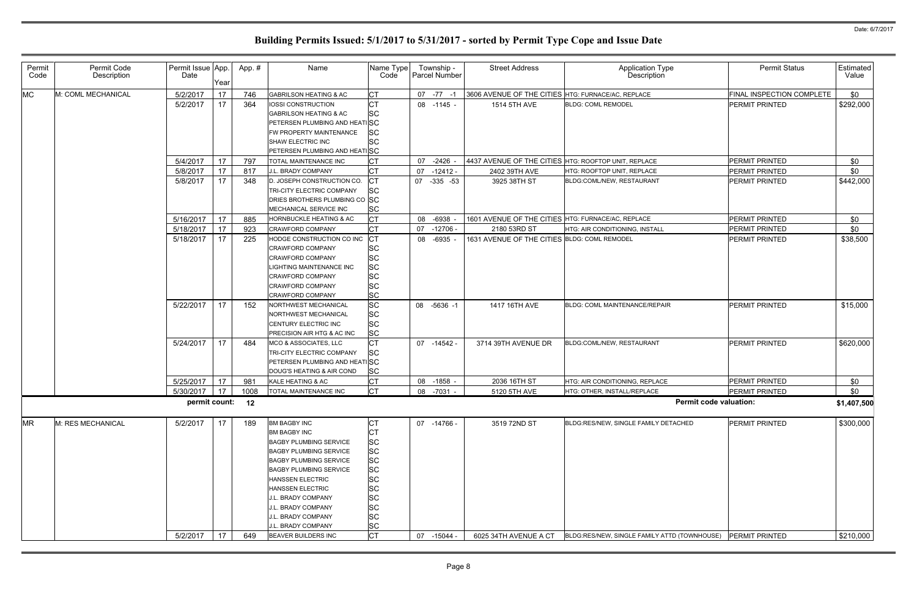# Building Permits Issued: 5/1/2017 to 5/31/2017 - sorted by Permit Type Cope and Issue Date

Date: 6/7/2017

| Permit Code | Permit Code Description | Permit Issue Date | App. Year | App. # | Name | Name Type Code | Township - Parcel Number | Street Address | Application Type Description | Permit Status | Estimated Value |
|---|---|---|---|---|---|---|---|---|---|---|---|
| MC | M: COML MECHANICAL | 5/2/2017 | 17 | 746 | GABRILSON HEATING & AC | CT | 07 -77 -1 | 3606 AVENUE OF THE CITIES | HTG: FURNACE/AC, REPLACE | FINAL INSPECTION COMPLETE | $0 |
| | | 5/2/2017 | 17 | 364 | IOSSI CONSTRUCTION | CT | 08 -1145 - | 1514 5TH AVE | BLDG: COML REMODEL | PERMIT PRINTED | $292,000 |
| | | | | | GABRILSON HEATING & AC | SC | | | | | |
| | | | | | PETERSEN PLUMBING AND HEATI | SC | | | | | |
| | | | | | FW PROPERTY MAINTENANCE | SC | | | | | |
| | | | | | SHAW ELECTRIC INC | SC | | | | | |
| | | | | | PETERSEN PLUMBING AND HEATI | SC | | | | | |
| | | 5/4/2017 | 17 | 797 | TOTAL MAINTENANCE INC | CT | 07 -2426 - | 4437 AVENUE OF THE CITIES | HTG: ROOFTOP UNIT, REPLACE | PERMIT PRINTED | $0 |
| | | 5/8/2017 | 17 | 817 | J.L. BRADY COMPANY | CT | 07 -12412 - | 2402 39TH AVE | HTG: ROOFTOP UNIT, REPLACE | PERMIT PRINTED | $0 |
| | | 5/8/2017 | 17 | 348 | D. JOSEPH CONSTRUCTION CO. | CT | 07 -335 -53 | 3925 38TH ST | BLDG:COML/NEW, RESTAURANT | PERMIT PRINTED | $442,000 |
| | | | | | TRI-CITY ELECTRIC COMPANY | SC | | | | | |
| | | | | | DRIES BROTHERS PLUMBING CO | SC | | | | | |
| | | | | | MECHANICAL SERVICE INC | SC | | | | | |
| | | 5/16/2017 | 17 | 885 | HORNBUCKLE HEATING & AC | CT | 08 -6938 - | 1601 AVENUE OF THE CITIES | HTG: FURNACE/AC, REPLACE | PERMIT PRINTED | $0 |
| | | 5/18/2017 | 17 | 923 | CRAWFORD COMPANY | CT | 07 -12706 - | 2180 53RD ST | HTG: AIR CONDITIONING, INSTALL | PERMIT PRINTED | $0 |
| | | 5/18/2017 | 17 | 225 | HODGE CONSTRUCTION CO INC | CT | 08 -6935 - | 1631 AVENUE OF THE CITIES | BLDG: COML REMODEL | PERMIT PRINTED | $38,500 |
| | | | | | CRAWFORD COMPANY | SC | | | | | |
| | | | | | CRAWFORD COMPANY | SC | | | | | |
| | | | | | LIGHTING MAINTENANCE INC | SC | | | | | |
| | | | | | CRAWFORD COMPANY | SC | | | | | |
| | | | | | CRAWFORD COMPANY | SC | | | | | |
| | | | | | CRAWFORD COMPANY | SC | | | | | |
| | | 5/22/2017 | 17 | 152 | NORTHWEST MECHANICAL | SC | 08 -5636 -1 | 1417 16TH AVE | BLDG: COML MAINTENANCE/REPAIR | PERMIT PRINTED | $15,000 |
| | | | | | NORTHWEST MECHANICAL | SC | | | | | |
| | | | | | CENTURY ELECTRIC INC | SC | | | | | |
| | | | | | PRECISION AIR HTG & AC INC | SC | | | | | |
| | | 5/24/2017 | 17 | 484 | MCO & ASSOCIATES, LLC | CT | 07 -14542 - | 3714 39TH AVENUE DR | BLDG:COML/NEW, RESTAURANT | PERMIT PRINTED | $620,000 |
| | | | | | TRI-CITY ELECTRIC COMPANY | SC | | | | | |
| | | | | | PETERSEN PLUMBING AND HEATI | SC | | | | | |
| | | | | | DOUG'S HEATING & AIR COND | SC | | | | | |
| | | 5/25/2017 | 17 | 981 | KALE HEATING & AC | CT | 08 -1858 - | 2036 16TH ST | HTG: AIR CONDITIONING, REPLACE | PERMIT PRINTED | $0 |
| | | 5/30/2017 | 17 | 1008 | TOTAL MAINTENANCE INC | CT | 08 -7031 - | 5120 5TH AVE | HTG: OTHER, INSTALL/REPLACE | PERMIT PRINTED | $0 |
| | | **permit count:** | | **12** | | | | | **Permit code valuation:** | | **$1,407,500** |
| MR | M: RES MECHANICAL | 5/2/2017 | 17 | 189 | BM BAGBY INC | CT | 07 -14766 - | 3519 72ND ST | BLDG:RES/NEW, SINGLE FAMILY DETACHED | PERMIT PRINTED | $300,000 |
| | | | | | BM BAGBY INC | CT | | | | | |
| | | | | | BAGBY PLUMBING SERVICE | SC | | | | | |
| | | | | | BAGBY PLUMBING SERVICE | SC | | | | | |
| | | | | | BAGBY PLUMBING SERVICE | SC | | | | | |
| | | | | | BAGBY PLUMBING SERVICE | SC | | | | | |
| | | | | | HANSSEN ELECTRIC | SC | | | | | |
| | | | | | HANSSEN ELECTRIC | SC | | | | | |
| | | | | | J.L. BRADY COMPANY | SC | | | | | |
| | | | | | J.L. BRADY COMPANY | SC | | | | | |
| | | | | | J.L. BRADY COMPANY | SC | | | | | |
| | | | | | J.L. BRADY COMPANY | SC | | | | | |
| | | 5/2/2017 | 17 | 649 | BEAVER BUILDERS INC | CT | 07 -15044 - | 6025 34TH AVENUE A CT | BLDG:RES/NEW, SINGLE FAMILY ATTD (TOWNHOUSE) | PERMIT PRINTED | $210,000 |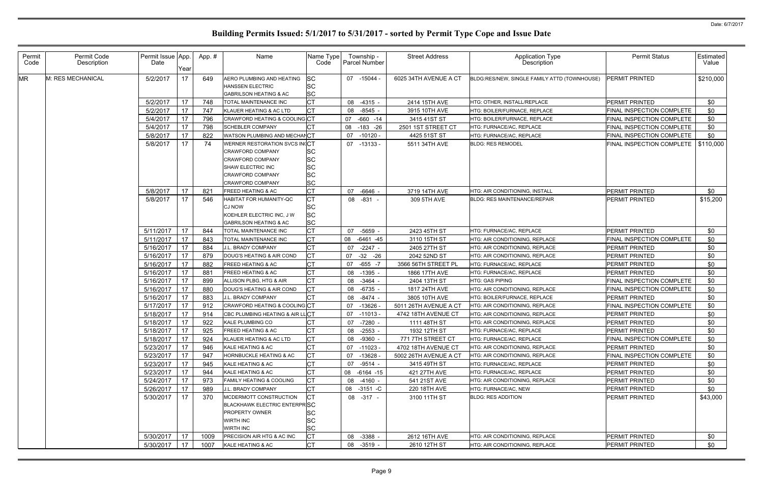# Building Permits Issued: 5/1/2017 to 5/31/2017 - sorted by Permit Type Cope and Issue Date

Date: 6/7/2017

| Permit Code | Permit Code Description | Permit Issue Date | App. Year | App. # | Name | Name Type Code | Township - Parcel Number | Street Address | Application Type Description | Permit Status | Estimated Value |
|---|---|---|---|---|---|---|---|---|---|---|---|
| MR | M: RES MECHANICAL | 5/2/2017 | 17 | 649 | AERO PLUMBING AND HEATING<br>HANSSEN ELECTRIC<br>GABRILSON HEATING & AC | SC<br>SC<br>SC | 07 -15044 - | 6025 34TH AVENUE A CT | BLDG:RES/NEW, SINGLE FAMILY ATTD (TOWNHOUSE) | PERMIT PRINTED | $210,000 |
| | | 5/2/2017 | 17 | 748 | TOTAL MAINTENANCE INC | CT | 08 -4315 - | 2414 15TH AVE | HTG: OTHER, INSTALL/REPLACE | PERMIT PRINTED | $0 |
| | | 5/2/2017 | 17 | 747 | KLAUER HEATING & AC LTD | CT | 08 -8545 - | 3915 10TH AVE | HTG: BOILER/FURNACE, REPLACE | FINAL INSPECTION COMPLETE | $0 |
| | | 5/4/2017 | 17 | 796 | CRAWFORD HEATING & COOLING | CT | 07 -660 -14 | 3415 41ST ST | HTG: BOILER/FURNACE, REPLACE | FINAL INSPECTION COMPLETE | $0 |
| | | 5/4/2017 | 17 | 798 | SCHEBLER COMPANY | CT | 08 -183 -26 | 2501 1ST STREET CT | HTG: FURNACE/AC, REPLACE | FINAL INSPECTION COMPLETE | $0 |
| | | 5/8/2017 | 17 | 822 | WATSON PLUMBING AND MECHAN | CT | 07 -10120 - | 4425 51ST ST | HTG: FURNACE/AC, REPLACE | FINAL INSPECTION COMPLETE | $0 |
| | | 5/8/2017 | 17 | 74 | WERNER RESTORATION SVCS IN<br>CRAWFORD COMPANY<br>CRAWFORD COMPANY<br>SHAW ELECTRIC INC<br>CRAWFORD COMPANY<br>CRAWFORD COMPANY | CT<br>SC<br>SC<br>SC<br>SC<br>SC | 07 -13133 - | 5511 34TH AVE | BLDG: RES REMODEL | FINAL INSPECTION COMPLETE | $110,000 |
| | | 5/8/2017 | 17 | 821 | FREED HEATING & AC | CT | 07 -6646 - | 3719 14TH AVE | HTG: AIR CONDITIONING, INSTALL | PERMIT PRINTED | $0 |
| | | 5/8/2017 | 17 | 546 | HABITAT FOR HUMANITY-QC<br>CJ NOW<br>KOEHLER ELECTRIC INC, J W<br>GABRILSON HEATING & AC | CT<br>SC<br>SC<br>SC | 08 -831 - | 309 5TH AVE | BLDG: RES MAINTENANCE/REPAIR | PERMIT PRINTED | $15,200 |
| | | 5/11/2017 | 17 | 844 | TOTAL MAINTENANCE INC | CT | 07 -5659 - | 2423 45TH ST | HTG: FURNACE/AC, REPLACE | PERMIT PRINTED | $0 |
| | | 5/11/2017 | 17 | 843 | TOTAL MAINTENANCE INC | CT | 08 -6461 -45 | 3110 15TH ST | HTG: AIR CONDITIONING, REPLACE | FINAL INSPECTION COMPLETE | $0 |
| | | 5/16/2017 | 17 | 884 | J.L. BRADY COMPANY | CT | 07 -2247 - | 2405 27TH ST | HTG: AIR CONDITIONING, REPLACE | PERMIT PRINTED | $0 |
| | | 5/16/2017 | 17 | 879 | DOUG'S HEATING & AIR COND | CT | 07 -32 -26 | 2042 52ND ST | HTG: AIR CONDITIONING, REPLACE | PERMIT PRINTED | $0 |
| | | 5/16/2017 | 17 | 882 | FREED HEATING & AC | CT | 07 -655 -7 | 3566 56TH STREET PL | HTG: FURNACE/AC, REPLACE | PERMIT PRINTED | $0 |
| | | 5/16/2017 | 17 | 881 | FREED HEATING & AC | CT | 08 -1395 - | 1866 17TH AVE | HTG: FURNACE/AC, REPLACE | PERMIT PRINTED | $0 |
| | | 5/16/2017 | 17 | 899 | ALLISON PLBG, HTG & AIR | CT | 08 -3464 - | 2404 13TH ST | HTG: GAS PIPING | FINAL INSPECTION COMPLETE | $0 |
| | | 5/16/2017 | 17 | 880 | DOUG'S HEATING & AIR COND | CT | 08 -6735 - | 1817 24TH AVE | HTG: AIR CONDITIONING, REPLACE | FINAL INSPECTION COMPLETE | $0 |
| | | 5/16/2017 | 17 | 883 | J.L. BRADY COMPANY | CT | 08 -8474 - | 3805 10TH AVE | HTG: BOILER/FURNACE, REPLACE | PERMIT PRINTED | $0 |
| | | 5/17/2017 | 17 | 912 | CRAWFORD HEATING & COOLING | CT | 07 -13626 - | 5011 26TH AVENUE A CT | HTG: AIR CONDITIONING, REPLACE | FINAL INSPECTION COMPLETE | $0 |
| | | 5/18/2017 | 17 | 914 | CBC PLUMBING HEATING & AIR LL | CT | 07 -11013 - | 4742 18TH AVENUE CT | HTG: AIR CONDITIONING, REPLACE | PERMIT PRINTED | $0 |
| | | 5/18/2017 | 17 | 922 | KALE PLUMBING CO | CT | 07 -7280 - | 1111 48TH ST | HTG: AIR CONDITIONING, REPLACE | PERMIT PRINTED | $0 |
| | | 5/18/2017 | 17 | 925 | FREED HEATING & AC | CT | 08 -2553 - | 1932 12TH ST | HTG: FURNACE/AC, REPLACE | PERMIT PRINTED | $0 |
| | | 5/18/2017 | 17 | 924 | KLAUER HEATING & AC LTD | CT | 08 -9360 - | 771 7TH STREET CT | HTG: FURNACE/AC, REPLACE | FINAL INSPECTION COMPLETE | $0 |
| | | 5/23/2017 | 17 | 946 | KALE HEATING & AC | CT | 07 -11023 - | 4702 18TH AVENUE CT | HTG: AIR CONDITIONING, REPLACE | PERMIT PRINTED | $0 |
| | | 5/23/2017 | 17 | 947 | HORNBUCKLE HEATING & AC | CT | 07 -13628 - | 5002 26TH AVENUE A CT | HTG: AIR CONDITIONING, REPLACE | FINAL INSPECTION COMPLETE | $0 |
| | | 5/23/2017 | 17 | 945 | KALE HEATING & AC | CT | 07 -9514 - | 3415 49TH ST | HTG: FURNACE/AC, REPLACE | PERMIT PRINTED | $0 |
| | | 5/23/2017 | 17 | 944 | KALE HEATING & AC | CT | 08 -6164 -15 | 421 27TH AVE | HTG: FURNACE/AC, REPLACE | PERMIT PRINTED | $0 |
| | | 5/24/2017 | 17 | 973 | FAMILY HEATING & COOLING | CT | 08 -4160 - | 541 21ST AVE | HTG: AIR CONDITIONING, REPLACE | PERMIT PRINTED | $0 |
| | | 5/26/2017 | 17 | 989 | J.L. BRADY COMPANY | CT | 08 -3151 -C | 220 18TH AVE | HTG: FURNACE/AC, NEW | PERMIT PRINTED | $0 |
| | | 5/30/2017 | 17 | 370 | MCDERMOTT CONSTRUCTION<br>BLACKHAWK ELECTRIC ENTERPR<br>PROPERTY OWNER<br>WIRTH INC<br>WIRTH INC | CT<br>SC<br>SC<br>SC<br>SC | 08 -317 - | 3100 11TH ST | BLDG: RES ADDITION | PERMIT PRINTED | $43,000 |
| | | 5/30/2017 | 17 | 1009 | PRECISION AIR HTG & AC INC | CT | 08 -3388 - | 2612 16TH AVE | HTG: AIR CONDITIONING, REPLACE | PERMIT PRINTED | $0 |
| | | 5/30/2017 | 17 | 1007 | KALE HEATING & AC | CT | 08 -3519 - | 2610 12TH ST | HTG: AIR CONDITIONING, REPLACE | PERMIT PRINTED | $0 |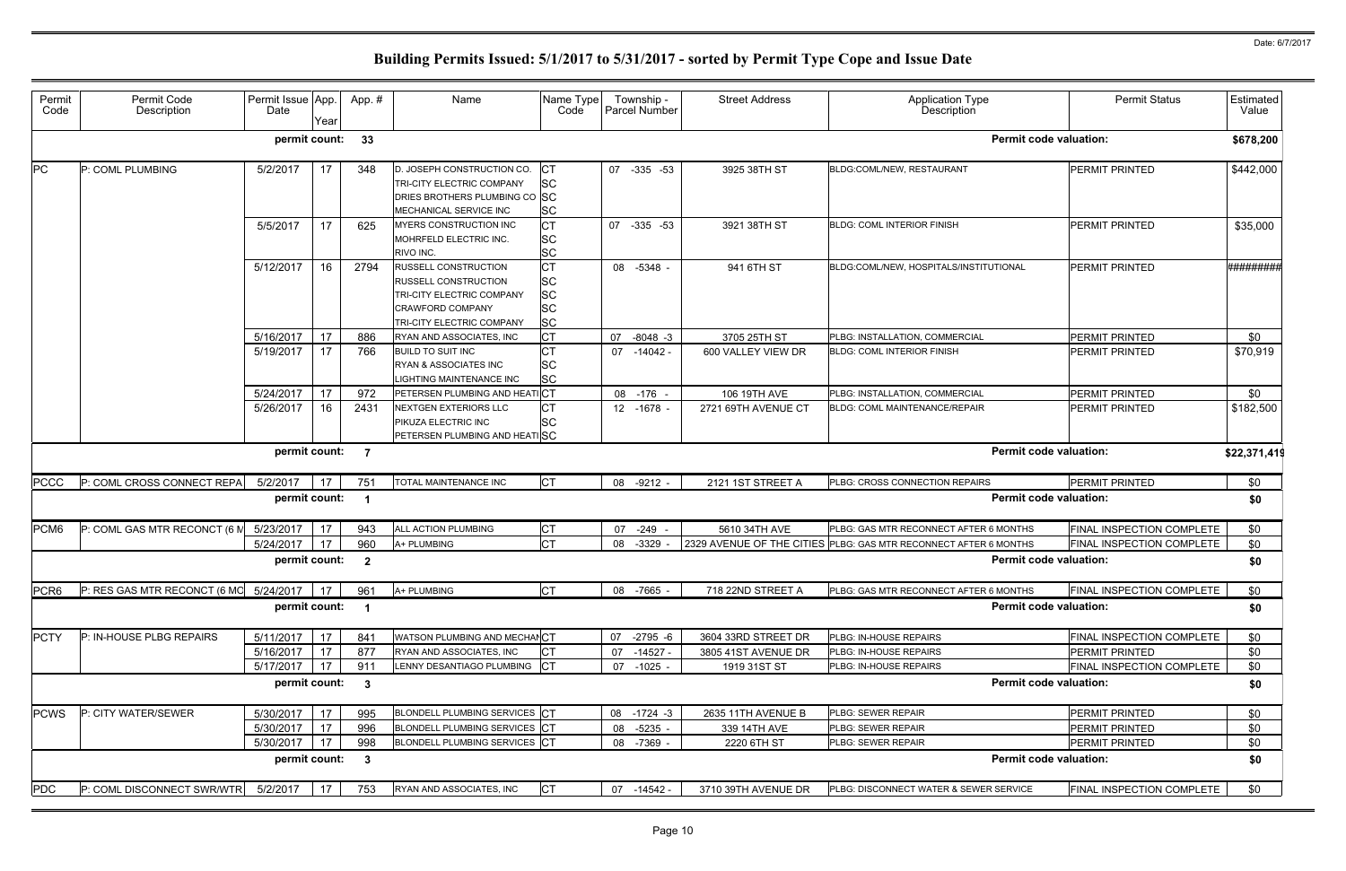# Building Permits Issued: 5/1/2017 to 5/31/2017 - sorted by Permit Type Cope and Issue Date

Date: 6/7/2017

| Permit Code | Permit Code Description | Permit Issue Date | App. Year | Appl. # | Name | Name Type Code | Township - Parcel Number | Street Address | Application Type Description | Permit Status | Estimated Value |
|---|---|---|---|---|---|---|---|---|---|---|---|
| | | permit count: | | 33 | | | | | Permit code valuation: | | $678,200 |
| PC | P: COML PLUMBING | 5/2/2017 | 17 | 348 | D. JOSEPH CONSTRUCTION CO.<br>TRI-CITY ELECTRIC COMPANY<br>DRIES BROTHERS PLUMBING CO<br>MECHANICAL SERVICE INC | CT<br>SC<br>SC<br>SC | 07 -335 -53 | 3925 38TH ST | BLDG:COML/NEW, RESTAURANT | PERMIT PRINTED | $442,000 |
| | | 5/5/2017 | 17 | 625 | MYERS CONSTRUCTION INC<br>MOHRFELD ELECTRIC INC.<br>RIVO INC. | CT<br>SC<br>SC | 07 -335 -53 | 3921 38TH ST | BLDG: COML INTERIOR FINISH | PERMIT PRINTED | $35,000 |
| | | 5/12/2017 | 16 | 2794 | RUSSELL CONSTRUCTION<br>RUSSELL CONSTRUCTION<br>TRI-CITY ELECTRIC COMPANY<br>CRAWFORD COMPANY<br>TRI-CITY ELECTRIC COMPANY | CT<br>SC<br>SC<br>SC<br>SC | 08 -5348 - | 941 6TH ST | BLDG:COML/NEW, HOSPITALS/INSTITUTIONAL | PERMIT PRINTED | ######### |
| | | 5/16/2017 | 17 | 886 | RYAN AND ASSOCIATES, INC | CT | 07 -8048 -3 | 3705 25TH ST | PLBG: INSTALLATION, COMMERCIAL | PERMIT PRINTED | $0 |
| | | 5/19/2017 | 17 | 766 | BUILD TO SUIT INC<br>RYAN & ASSOCIATES INC<br>LIGHTING MAINTENANCE INC | CT<br>SC<br>SC | 07 -14042 - | 600 VALLEY VIEW DR | BLDG: COML INTERIOR FINISH | PERMIT PRINTED | $70,919 |
| | | 5/24/2017 | 17 | 972 | PETERSEN PLUMBING AND HEATI | CT | 08 -176 - | 106 19TH AVE | PLBG: INSTALLATION, COMMERCIAL | PERMIT PRINTED | $0 |
| | | 5/26/2017 | 16 | 2431 | NEXTGEN EXTERIORS LLC<br>PIKUZA ELECTRIC INC<br>PETERSEN PLUMBING AND HEATI | CT<br>SC<br>SC | 12 -1678 - | 2721 69TH AVENUE CT | BLDG: COML MAINTENANCE/REPAIR | PERMIT PRINTED | $182,500 |
| | | permit count: | | 7 | | | | | Permit code valuation: | | $22,371,419 |
| PCCC | P: COML CROSS CONNECT REPA | 5/2/2017 | 17 | 751 | TOTAL MAINTENANCE INC | CT | 08 -9212 - | 2121 1ST STREET A | PLBG: CROSS CONNECTION REPAIRS | PERMIT PRINTED | $0 |
| | | permit count: | | 1 | | | | | Permit code valuation: | | $0 |
| PCM6 | P: COML GAS MTR RECONCT (6 M | 5/23/2017 | 17 | 943 | ALL ACTION PLUMBING | CT | 07 -249 - | 5610 34TH AVE | PLBG: GAS MTR RECONNECT AFTER 6 MONTHS | FINAL INSPECTION COMPLETE | $0 |
| | | 5/24/2017 | 17 | 960 | A+ PLUMBING | CT | 08 -3329 - | 2329 AVENUE OF THE CITIES | PLBG: GAS MTR RECONNECT AFTER 6 MONTHS | FINAL INSPECTION COMPLETE | $0 |
| | | permit count: | | 2 | | | | | Permit code valuation: | | $0 |
| PCR6 | P: RES GAS MTR RECONCT (6 MO | 5/24/2017 | 17 | 961 | A+ PLUMBING | CT | 08 -7665 - | 718 22ND STREET A | PLBG: GAS MTR RECONNECT AFTER 6 MONTHS | FINAL INSPECTION COMPLETE | $0 |
| | | permit count: | | 1 | | | | | Permit code valuation: | | $0 |
| PCTY | P: IN-HOUSE PLBG REPAIRS | 5/11/2017 | 17 | 841 | WATSON PLUMBING AND MECHAN | CT | 07 -2795 -6 | 3604 33RD STREET DR | PLBG: IN-HOUSE REPAIRS | FINAL INSPECTION COMPLETE | $0 |
| | | 5/16/2017 | 17 | 877 | RYAN AND ASSOCIATES, INC | CT | 07 -14527 - | 3805 41ST AVENUE DR | PLBG: IN-HOUSE REPAIRS | PERMIT PRINTED | $0 |
| | | 5/17/2017 | 17 | 911 | LENNY DESANTIAGO PLUMBING | CT | 07 -1025 - | 1919 31ST ST | PLBG: IN-HOUSE REPAIRS | FINAL INSPECTION COMPLETE | $0 |
| | | permit count: | | 3 | | | | | Permit code valuation: | | $0 |
| PCWS | P: CITY WATER/SEWER | 5/30/2017 | 17 | 995 | BLONDELL PLUMBING SERVICES | CT | 08 -1724 -3 | 2635 11TH AVENUE B | PLBG: SEWER REPAIR | PERMIT PRINTED | $0 |
| | | 5/30/2017 | 17 | 996 | BLONDELL PLUMBING SERVICES | CT | 08 -5235 - | 339 14TH AVE | PLBG: SEWER REPAIR | PERMIT PRINTED | $0 |
| | | 5/30/2017 | 17 | 998 | BLONDELL PLUMBING SERVICES | CT | 08 -7369 - | 2220 6TH ST | PLBG: SEWER REPAIR | PERMIT PRINTED | $0 |
| | | permit count: | | 3 | | | | | Permit code valuation: | | $0 |
| PDC | P: COML DISCONNECT SWR/WTR | 5/2/2017 | 17 | 753 | RYAN AND ASSOCIATES, INC | CT | 07 -14542 - | 3710 39TH AVENUE DR | PLBG: DISCONNECT WATER & SEWER SERVICE | FINAL INSPECTION COMPLETE | $0 |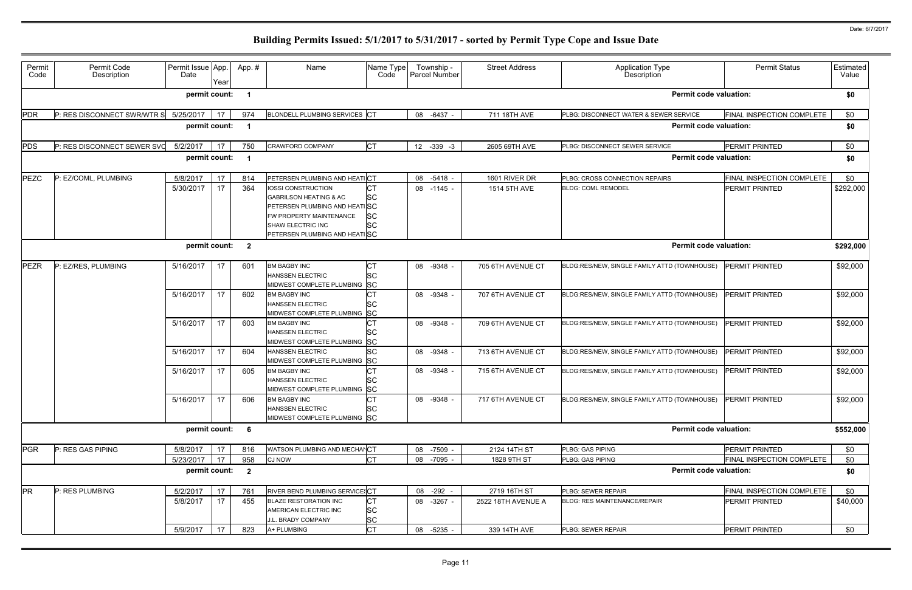# Building Permits Issued: 5/1/2017 to 5/31/2017 - sorted by Permit Type Cope and Issue Date

Date: 6/7/2017

| Permit Code | Permit Code Description | Permit Issue Date | App. Year | App. # | Name | Name Type Code | Township - Parcel Number | Street Address | Application Type Description | Permit Status | Estimated Value |
|---|---|---|---|---|---|---|---|---|---|---|---|
| | | permit count: | | 1 | | | | | Permit code valuation: | | $0 |
| PDR | P: RES DISCONNECT SWR/WTR S | 5/25/2017 | 17 | 974 | BLONDELL PLUMBING SERVICES | CT | 08 -6437 - | 711 18TH AVE | PLBG: DISCONNECT WATER & SEWER SERVICE | FINAL INSPECTION COMPLETE | $0 |
| | | permit count: | | 1 | | | | | Permit code valuation: | | $0 |
| PDS | P: RES DISCONNECT SEWER SVC | 5/2/2017 | 17 | 750 | CRAWFORD COMPANY | CT | 12 -339 -3 | 2605 69TH AVE | PLBG: DISCONNECT SEWER SERVICE | PERMIT PRINTED | $0 |
| | | permit count: | | 1 | | | | | Permit code valuation: | | $0 |
| PEZC | P: EZ/COML, PLUMBING | 5/8/2017 | 17 | 814 | PETERSEN PLUMBING AND HEATI | CT | 08 -5418 - | 1601 RIVER DR | PLBG: CROSS CONNECTION REPAIRS | FINAL INSPECTION COMPLETE | $0 |
| | | 5/30/2017 | 17 | 364 | IOSSI CONSTRUCTION<br>GABRILSON HEATING & AC<br>PETERSEN PLUMBING AND HEATI<br>FW PROPERTY MAINTENANCE<br>SHAW ELECTRIC INC<br>PETERSEN PLUMBING AND HEATI | CT<br>SC<br>SC<br>SC<br>SC<br>SC | 08 -1145 - | 1514 5TH AVE | BLDG: COML REMODEL | PERMIT PRINTED | $292,000 |
| | | permit count: | | 2 | | | | | Permit code valuation: | | $292,000 |
| PEZR | P: EZ/RES, PLUMBING | 5/16/2017 | 17 | 601 | BM BAGBY INC<br>HANSSEN ELECTRIC<br>MIDWEST COMPLETE PLUMBING | CT<br>SC<br>SC | 08 -9348 - | 705 6TH AVENUE CT | BLDG:RES/NEW, SINGLE FAMILY ATTD (TOWNHOUSE) | PERMIT PRINTED | $92,000 |
| | | 5/16/2017 | 17 | 602 | BM BAGBY INC<br>HANSSEN ELECTRIC<br>MIDWEST COMPLETE PLUMBING | CT<br>SC<br>SC | 08 -9348 - | 707 6TH AVENUE CT | BLDG:RES/NEW, SINGLE FAMILY ATTD (TOWNHOUSE) | PERMIT PRINTED | $92,000 |
| | | 5/16/2017 | 17 | 603 | BM BAGBY INC<br>HANSSEN ELECTRIC<br>MIDWEST COMPLETE PLUMBING | CT<br>SC<br>SC | 08 -9348 - | 709 6TH AVENUE CT | BLDG:RES/NEW, SINGLE FAMILY ATTD (TOWNHOUSE) | PERMIT PRINTED | $92,000 |
| | | 5/16/2017 | 17 | 604 | HANSSEN ELECTRIC<br>MIDWEST COMPLETE PLUMBING | SC<br>SC | 08 -9348 - | 713 6TH AVENUE CT | BLDG:RES/NEW, SINGLE FAMILY ATTD (TOWNHOUSE) | PERMIT PRINTED | $92,000 |
| | | 5/16/2017 | 17 | 605 | BM BAGBY INC<br>HANSSEN ELECTRIC<br>MIDWEST COMPLETE PLUMBING | CT<br>SC<br>SC | 08 -9348 - | 715 6TH AVENUE CT | BLDG:RES/NEW, SINGLE FAMILY ATTD (TOWNHOUSE) | PERMIT PRINTED | $92,000 |
| | | 5/16/2017 | 17 | 606 | BM BAGBY INC<br>HANSSEN ELECTRIC<br>MIDWEST COMPLETE PLUMBING | CT<br>SC<br>SC | 08 -9348 - | 717 6TH AVENUE CT | BLDG:RES/NEW, SINGLE FAMILY ATTD (TOWNHOUSE) | PERMIT PRINTED | $92,000 |
| | | permit count: | | 6 | | | | | Permit code valuation: | | $552,000 |
| PGR | P: RES GAS PIPING | 5/8/2017 | 17 | 816 | WATSON PLUMBING AND MECHAN | CT | 08 -7509 - | 2124 14TH ST | PLBG: GAS PIPING | PERMIT PRINTED | $0 |
| | | 5/23/2017 | 17 | 958 | CJ NOW | CT | 08 -7095 - | 1828 9TH ST | PLBG: GAS PIPING | FINAL INSPECTION COMPLETE | $0 |
| | | permit count: | | 2 | | | | | Permit code valuation: | | $0 |
| PR | P: RES PLUMBING | 5/2/2017 | 17 | 761 | RIVER BEND PLUMBING SERVICES | CT | 08 -292 - | 2719 16TH ST | PLBG: SEWER REPAIR | FINAL INSPECTION COMPLETE | $0 |
| | | 5/8/2017 | 17 | 455 | BLAZE RESTORATION INC<br>AMERICAN ELECTRIC INC<br>J.L. BRADY COMPANY | CT<br>SC<br>SC | 08 -3267 - | 2522 18TH AVENUE A | BLDG: RES MAINTENANCE/REPAIR | PERMIT PRINTED | $40,000 |
| | | 5/9/2017 | 17 | 823 | A+ PLUMBING | CT | 08 -5235 - | 339 14TH AVE | PLBG: SEWER REPAIR | PERMIT PRINTED | $0 |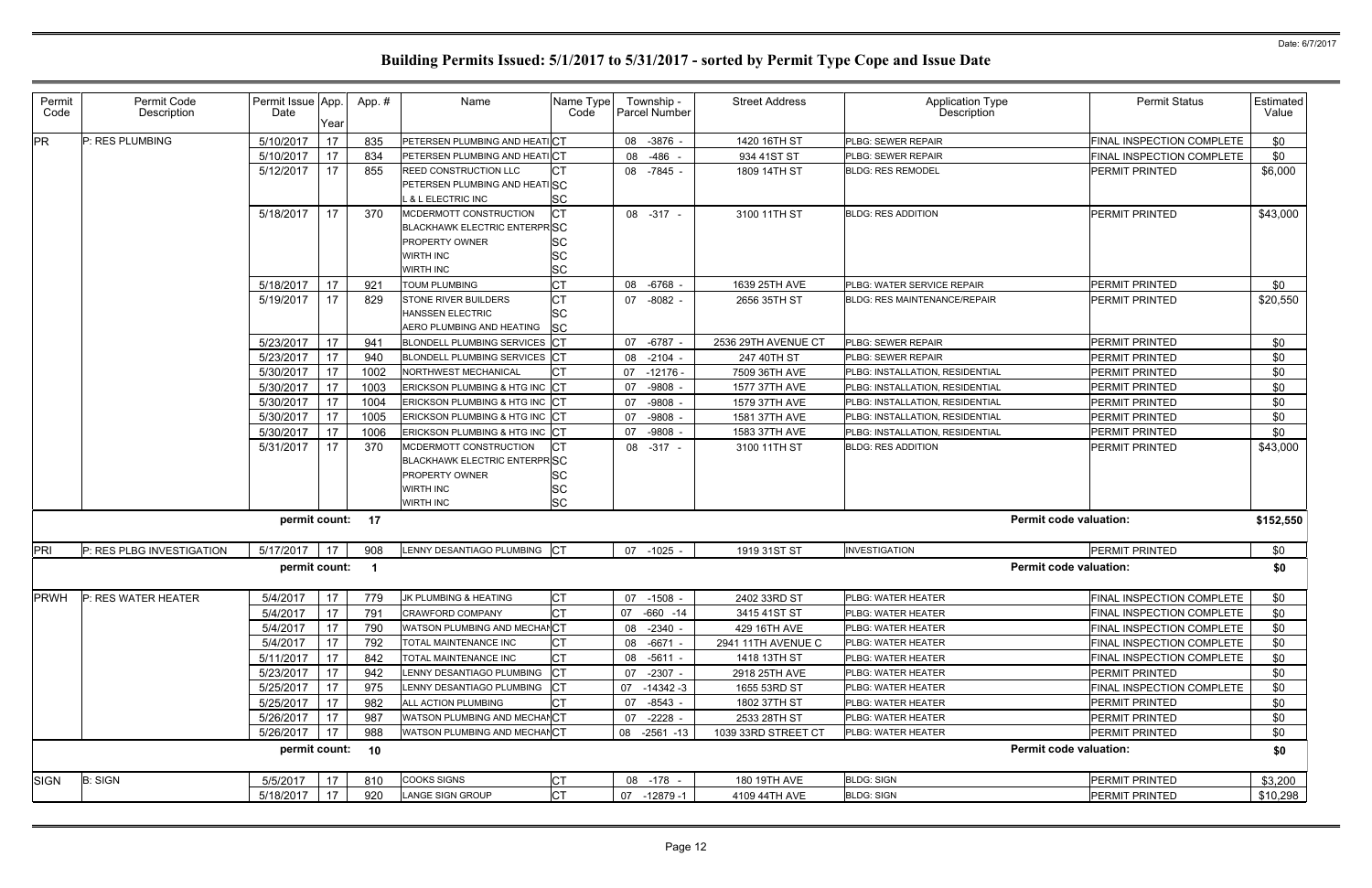# Building Permits Issued: 5/1/2017 to 5/31/2017 - sorted by Permit Type Cope and Issue Date

| Permit Code | Permit Code Description | Permit Issue Date | App. Year | App. # | Name | Name Type Code | Township - Parcel Number | Street Address | Application Type Description | Permit Status | Estimated Value |
|---|---|---|---|---|---|---|---|---|---|---|---|
| PR | P: RES PLUMBING | 5/10/2017 | 17 | 835 | PETERSEN PLUMBING AND HEATI | CT | 08 -3876 - | 1420 16TH ST | PLBG: SEWER REPAIR | FINAL INSPECTION COMPLETE | $0 |
| | | 5/10/2017 | 17 | 834 | PETERSEN PLUMBING AND HEATI | CT | 08 -486 - | 934 41ST ST | PLBG: SEWER REPAIR | FINAL INSPECTION COMPLETE | $0 |
| | | 5/12/2017 | 17 | 855 | REED CONSTRUCTION LLC<br>PETERSEN PLUMBING AND HEATI<br>L & L ELECTRIC INC | CT<br>SC<br>SC | 08 -7845 - | 1809 14TH ST | BLDG: RES REMODEL | PERMIT PRINTED | $6,000 |
| | | 5/18/2017 | 17 | 370 | MCDERMOTT CONSTRUCTION<br>BLACKHAWK ELECTRIC ENTERPR<br>PROPERTY OWNER<br>WIRTH INC<br>WIRTH INC | CT<br>SC<br>SC<br>SC<br>SC | 08 -317 - | 3100 11TH ST | BLDG: RES ADDITION | PERMIT PRINTED | $43,000 |
| | | 5/18/2017 | 17 | 921 | TOUM PLUMBING | CT | 08 -6768 - | 1639 25TH AVE | PLBG: WATER SERVICE REPAIR | PERMIT PRINTED | $0 |
| | | 5/19/2017 | 17 | 829 | STONE RIVER BUILDERS<br>HANSSEN ELECTRIC<br>AERO PLUMBING AND HEATING | CT<br>SC<br>SC | 07 -8082 - | 2656 35TH ST | BLDG: RES MAINTENANCE/REPAIR | PERMIT PRINTED | $20,550 |
| | | 5/23/2017 | 17 | 941 | BLONDELL PLUMBING SERVICES | CT | 07 -6787 - | 2536 29TH AVENUE CT | PLBG: SEWER REPAIR | PERMIT PRINTED | $0 |
| | | 5/23/2017 | 17 | 940 | BLONDELL PLUMBING SERVICES | CT | 08 -2104 - | 247 40TH ST | PLBG: SEWER REPAIR | PERMIT PRINTED | $0 |
| | | 5/30/2017 | 17 | 1002 | NORTHWEST MECHANICAL | CT | 07 -12176 - | 7509 36TH AVE | PLBG: INSTALLATION, RESIDENTIAL | PERMIT PRINTED | $0 |
| | | 5/30/2017 | 17 | 1003 | ERICKSON PLUMBING & HTG INC | CT | 07 -9808 - | 1577 37TH AVE | PLBG: INSTALLATION, RESIDENTIAL | PERMIT PRINTED | $0 |
| | | 5/30/2017 | 17 | 1004 | ERICKSON PLUMBING & HTG INC | CT | 07 -9808 - | 1579 37TH AVE | PLBG: INSTALLATION, RESIDENTIAL | PERMIT PRINTED | $0 |
| | | 5/30/2017 | 17 | 1005 | ERICKSON PLUMBING & HTG INC | CT | 07 -9808 - | 1581 37TH AVE | PLBG: INSTALLATION, RESIDENTIAL | PERMIT PRINTED | $0 |
| | | 5/30/2017 | 17 | 1006 | ERICKSON PLUMBING & HTG INC | CT | 07 -9808 - | 1583 37TH AVE | PLBG: INSTALLATION, RESIDENTIAL | PERMIT PRINTED | $0 |
| | | 5/31/2017 | 17 | 370 | MCDERMOTT CONSTRUCTION<br>BLACKHAWK ELECTRIC ENTERPR<br>PROPERTY OWNER<br>WIRTH INC<br>WIRTH INC | CT<br>SC<br>SC<br>SC<br>SC | 08 -317 - | 3100 11TH ST | BLDG: RES ADDITION | PERMIT PRINTED | $43,000 |
| | | permit count: | | 17 | | | | | Permit code valuation: | | $152,550 |
| PRI | P: RES PLBG INVESTIGATION | 5/17/2017 | 17 | 908 | LENNY DESANTIAGO PLUMBING | CT | 07 -1025 - | 1919 31ST ST | INVESTIGATION | PERMIT PRINTED | $0 |
| | | permit count: | | 1 | | | | | Permit code valuation: | | $0 |
| PRWH | P: RES WATER HEATER | 5/4/2017 | 17 | 779 | JK PLUMBING & HEATING | CT | 07 -1508 - | 2402 33RD ST | PLBG: WATER HEATER | FINAL INSPECTION COMPLETE | $0 |
| | | 5/4/2017 | 17 | 791 | CRAWFORD COMPANY | CT | 07 -660 -14 | 3415 41ST ST | PLBG: WATER HEATER | FINAL INSPECTION COMPLETE | $0 |
| | | 5/4/2017 | 17 | 790 | WATSON PLUMBING AND MECHAN | CT | 08 -2340 - | 429 16TH AVE | PLBG: WATER HEATER | FINAL INSPECTION COMPLETE | $0 |
| | | 5/4/2017 | 17 | 792 | TOTAL MAINTENANCE INC | CT | 08 -6671 - | 2941 11TH AVENUE C | PLBG: WATER HEATER | FINAL INSPECTION COMPLETE | $0 |
| | | 5/11/2017 | 17 | 842 | TOTAL MAINTENANCE INC | CT | 08 -5611 - | 1418 13TH ST | PLBG: WATER HEATER | FINAL INSPECTION COMPLETE | $0 |
| | | 5/23/2017 | 17 | 942 | LENNY DESANTIAGO PLUMBING | CT | 07 -2307 - | 2918 25TH AVE | PLBG: WATER HEATER | PERMIT PRINTED | $0 |
| | | 5/25/2017 | 17 | 975 | LENNY DESANTIAGO PLUMBING | CT | 07 -14342 -3 | 1655 53RD ST | PLBG: WATER HEATER | FINAL INSPECTION COMPLETE | $0 |
| | | 5/25/2017 | 17 | 982 | ALL ACTION PLUMBING | CT | 07 -8543 - | 1802 37TH ST | PLBG: WATER HEATER | PERMIT PRINTED | $0 |
| | | 5/26/2017 | 17 | 987 | WATSON PLUMBING AND MECHAN | CT | 07 -2228 - | 2533 28TH ST | PLBG: WATER HEATER | PERMIT PRINTED | $0 |
| | | 5/26/2017 | 17 | 988 | WATSON PLUMBING AND MECHAN | CT | 08 -2561 -13 | 1039 33RD STREET CT | PLBG: WATER HEATER | PERMIT PRINTED | $0 |
| | | permit count: | | 10 | | | | | Permit code valuation: | | $0 |
| SIGN | B: SIGN | 5/5/2017 | 17 | 810 | COOKS SIGNS | CT | 08 -178 - | 180 19TH AVE | BLDG: SIGN | PERMIT PRINTED | $3,200 |
| | | 5/18/2017 | 17 | 920 | LANGE SIGN GROUP | CT | 07 -12879 -1 | 4109 44TH AVE | BLDG: SIGN | PERMIT PRINTED | $10,298 |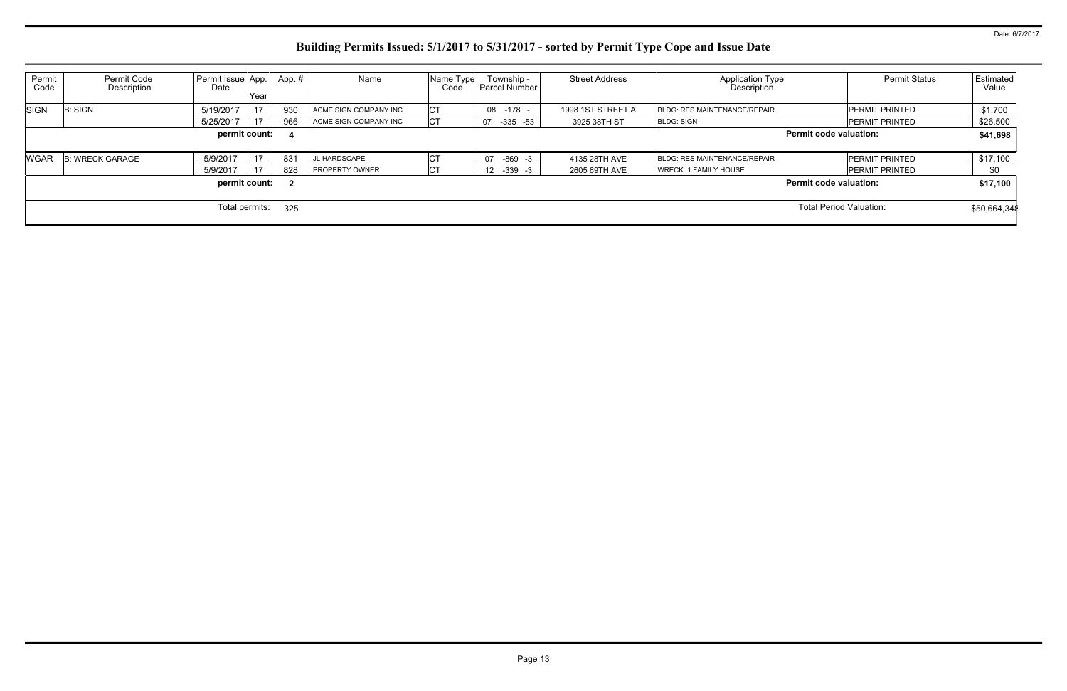Date: 6/7/2017

# Building Permits Issued: 5/1/2017 to 5/31/2017 - sorted by Permit Type Cope and Issue Date

| Permit Code | Permit Code Description | Permit Issue Date | App. Year | App. # | Name | Name Type Code | Township - Parcel Number | Street Address | Application Type Description | Permit Status | Estimated Value |
|---|---|---|---|---|---|---|---|---|---|---|---|
| SIGN | B: SIGN | 5/19/2017 | 17 | 930 | ACME SIGN COMPANY INC | CT | 08 -178 - | 1998 1ST STREET A | BLDG: RES MAINTENANCE/REPAIR | PERMIT PRINTED | $1,700 |
| | | 5/25/2017 | 17 | 966 | ACME SIGN COMPANY INC | CT | 07 -335 -53 | 3925 38TH ST | BLDG: SIGN | PERMIT PRINTED | $26,500 |
| | | **permit count:** | | **4** | | | | | **Permit code valuation:** | | **$41,698** |
| WGAR | B: WRECK GARAGE | 5/9/2017 | 17 | 831 | JL HARDSCAPE | CT | 07 -869 -3 | 4135 28TH AVE | BLDG: RES MAINTENANCE/REPAIR | PERMIT PRINTED | $17,100 |
| | | 5/9/2017 | 17 | 828 | PROPERTY OWNER | CT | 12 -339 -3 | 2605 69TH AVE | WRECK: 1 FAMILY HOUSE | PERMIT PRINTED | $0 |
| | | **permit count:** | | **2** | | | | | **Permit code valuation:** | | **$17,100** |
| | | Total permits: | | 325 | | | | | Total Period Valuation: | | $50,664,348 |